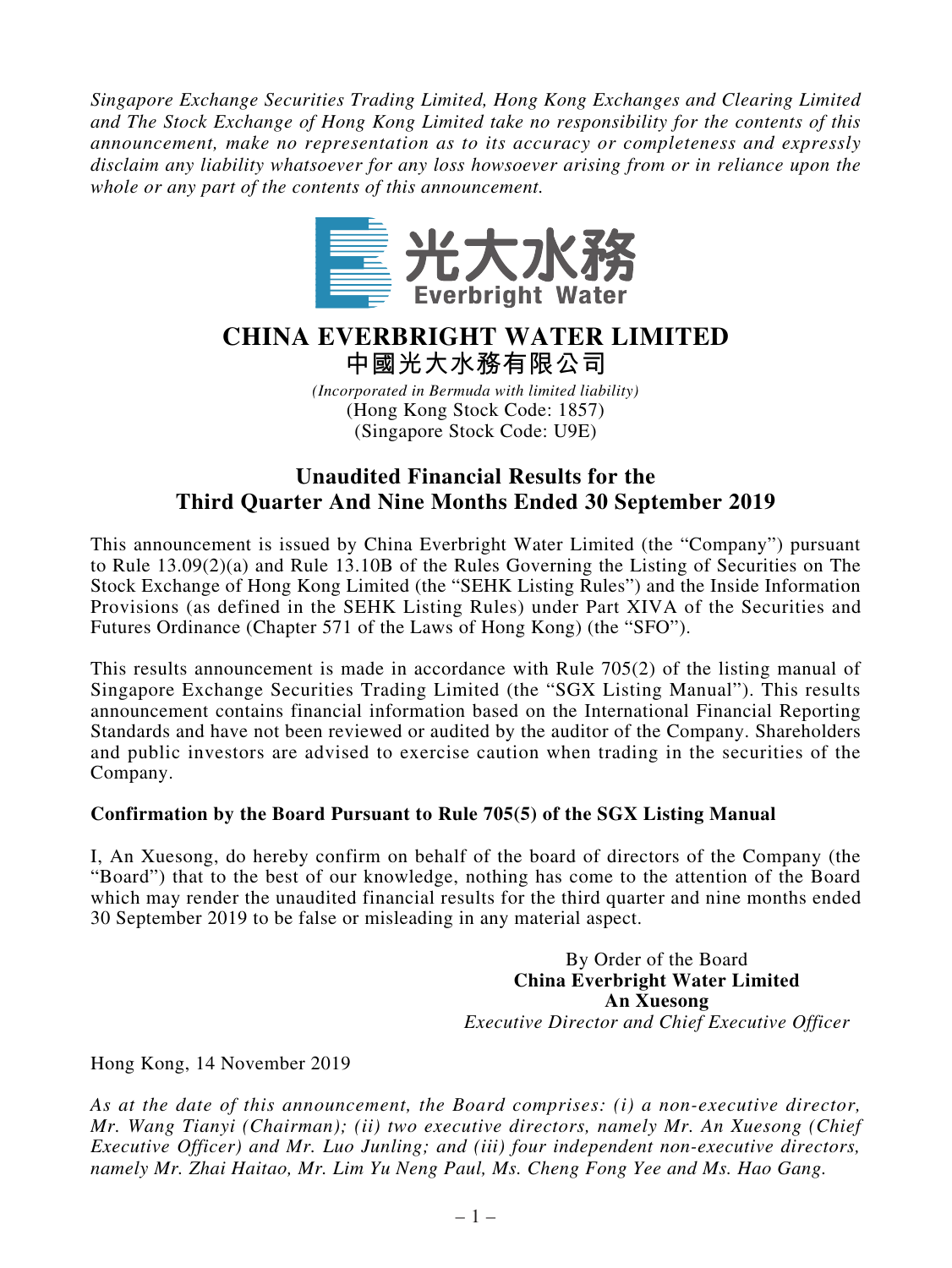*Singapore Exchange Securities Trading Limited, Hong Kong Exchanges and Clearing Limited and The Stock Exchange of Hong Kong Limited take no responsibility for the contents of this announcement, make no representation as to its accuracy or completeness and expressly disclaim any liability whatsoever for any loss howsoever arising from or in reliance upon the whole or any part of the contents of this announcement.*

光大水務
Everbright Water

# CHINA EVERBRIGHT WATER LIMITED
# 中國光大水務有限公司

*(Incorporated in Bermuda with limited liability)*
(Hong Kong Stock Code: 1857)
(Singapore Stock Code: U9E)

## Unaudited Financial Results for the Third Quarter And Nine Months Ended 30 September 2019

This announcement is issued by China Everbright Water Limited (the "Company") pursuant to Rule 13.09(2)(a) and Rule 13.10B of the Rules Governing the Listing of Securities on The Stock Exchange of Hong Kong Limited (the "SEHK Listing Rules") and the Inside Information Provisions (as defined in the SEHK Listing Rules) under Part XIVA of the Securities and Futures Ordinance (Chapter 571 of the Laws of Hong Kong) (the "SFO").

This results announcement is made in accordance with Rule 705(2) of the listing manual of Singapore Exchange Securities Trading Limited (the "SGX Listing Manual"). This results announcement contains financial information based on the International Financial Reporting Standards and have not been reviewed or audited by the auditor of the Company. Shareholders and public investors are advised to exercise caution when trading in the securities of the Company.

**Confirmation by the Board Pursuant to Rule 705(5) of the SGX Listing Manual**

I, An Xuesong, do hereby confirm on behalf of the board of directors of the Company (the "Board") that to the best of our knowledge, nothing has come to the attention of the Board which may render the unaudited financial results for the third quarter and nine months ended 30 September 2019 to be false or misleading in any material aspect.

By Order of the Board
**China Everbright Water Limited**
**An Xuesong**
*Executive Director and Chief Executive Officer*

Hong Kong, 14 November 2019

*As at the date of this announcement, the Board comprises: (i) a non-executive director, Mr. Wang Tianyi (Chairman); (ii) two executive directors, namely Mr. An Xuesong (Chief Executive Officer) and Mr. Luo Junling; and (iii) four independent non-executive directors, namely Mr. Zhai Haitao, Mr. Lim Yu Neng Paul, Ms. Cheng Fong Yee and Ms. Hao Gang.*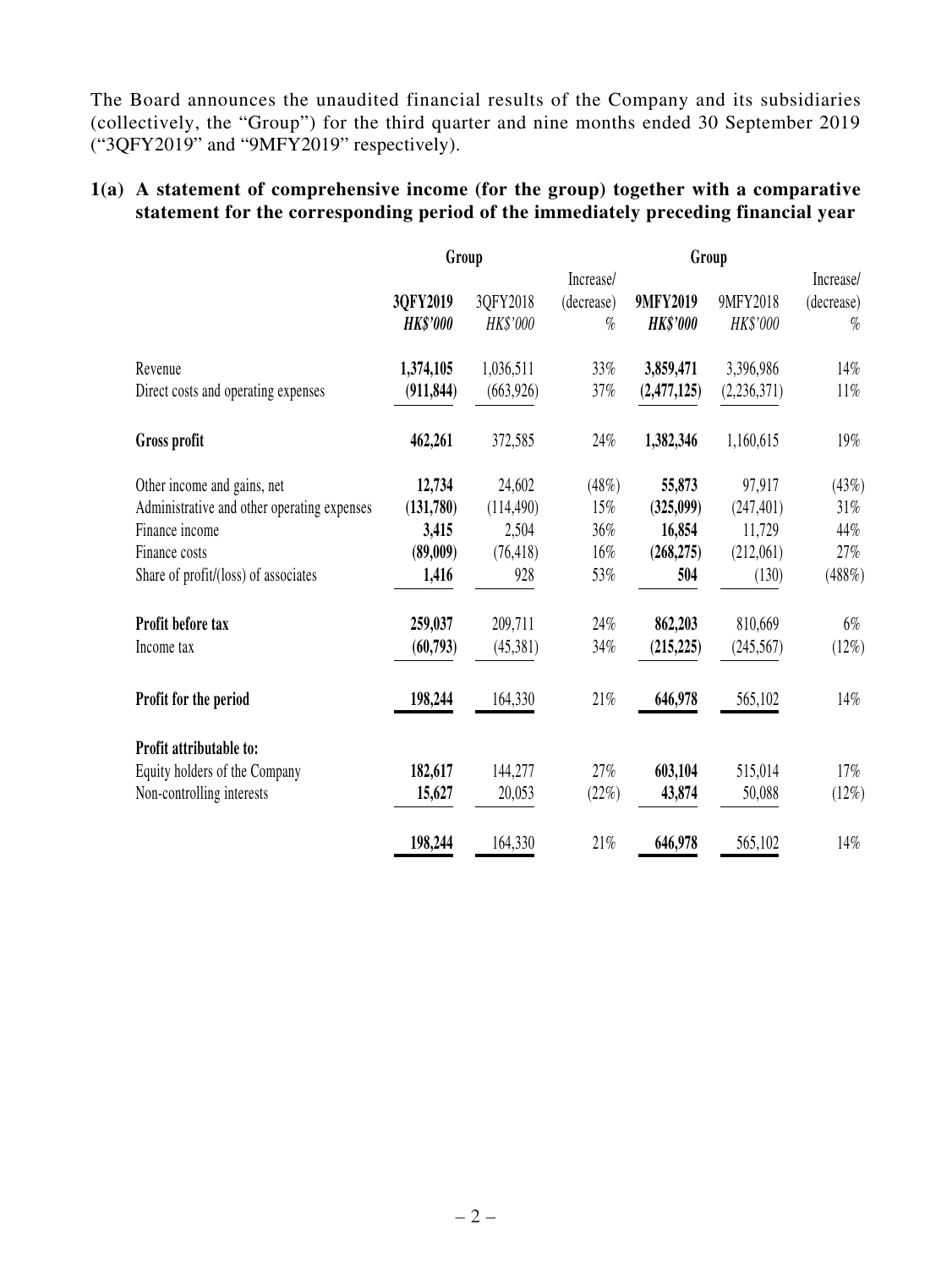The Board announces the unaudited financial results of the Company and its subsidiaries (collectively, the "Group") for the third quarter and nine months ended 30 September 2019 ("3QFY2019" and "9MFY2019" respectively).

## 1(a) A statement of comprehensive income (for the group) together with a comparative statement for the corresponding period of the immediately preceding financial year

| | Group | | | Group | | |
|---|---|---|---|---|---|---|
| | **3QFY2019** | 3QFY2018 | Increase/ (decrease) | **9MFY2019** | 9MFY2018 | Increase/ (decrease) |
| | ***HK$'000*** | *HK$'000* | *%* | ***HK$'000*** | *HK$'000* | *%* |
| Revenue | **1,374,105** | 1,036,511 | 33% | **3,859,471** | 3,396,986 | 14% |
| Direct costs and operating expenses | **(911,844)** | (663,926) | 37% | **(2,477,125)** | (2,236,371) | 11% |
| **Gross profit** | **462,261** | 372,585 | 24% | **1,382,346** | 1,160,615 | 19% |
| Other income and gains, net | **12,734** | 24,602 | (48%) | **55,873** | 97,917 | (43%) |
| Administrative and other operating expenses | **(131,780)** | (114,490) | 15% | **(325,099)** | (247,401) | 31% |
| Finance income | **3,415** | 2,504 | 36% | **16,854** | 11,729 | 44% |
| Finance costs | **(89,009)** | (76,418) | 16% | **(268,275)** | (212,061) | 27% |
| Share of profit/(loss) of associates | **1,416** | 928 | 53% | **504** | (130) | (488%) |
| **Profit before tax** | **259,037** | 209,711 | 24% | **862,203** | 810,669 | 6% |
| Income tax | **(60,793)** | (45,381) | 34% | **(215,225)** | (245,567) | (12%) |
| **Profit for the period** | **198,244** | 164,330 | 21% | **646,978** | 565,102 | 14% |
| **Profit attributable to:** | | | | | | |
| Equity holders of the Company | **182,617** | 144,277 | 27% | **603,104** | 515,014 | 17% |
| Non-controlling interests | **15,627** | 20,053 | (22%) | **43,874** | 50,088 | (12%) |
| | **198,244** | 164,330 | 21% | **646,978** | 565,102 | 14% |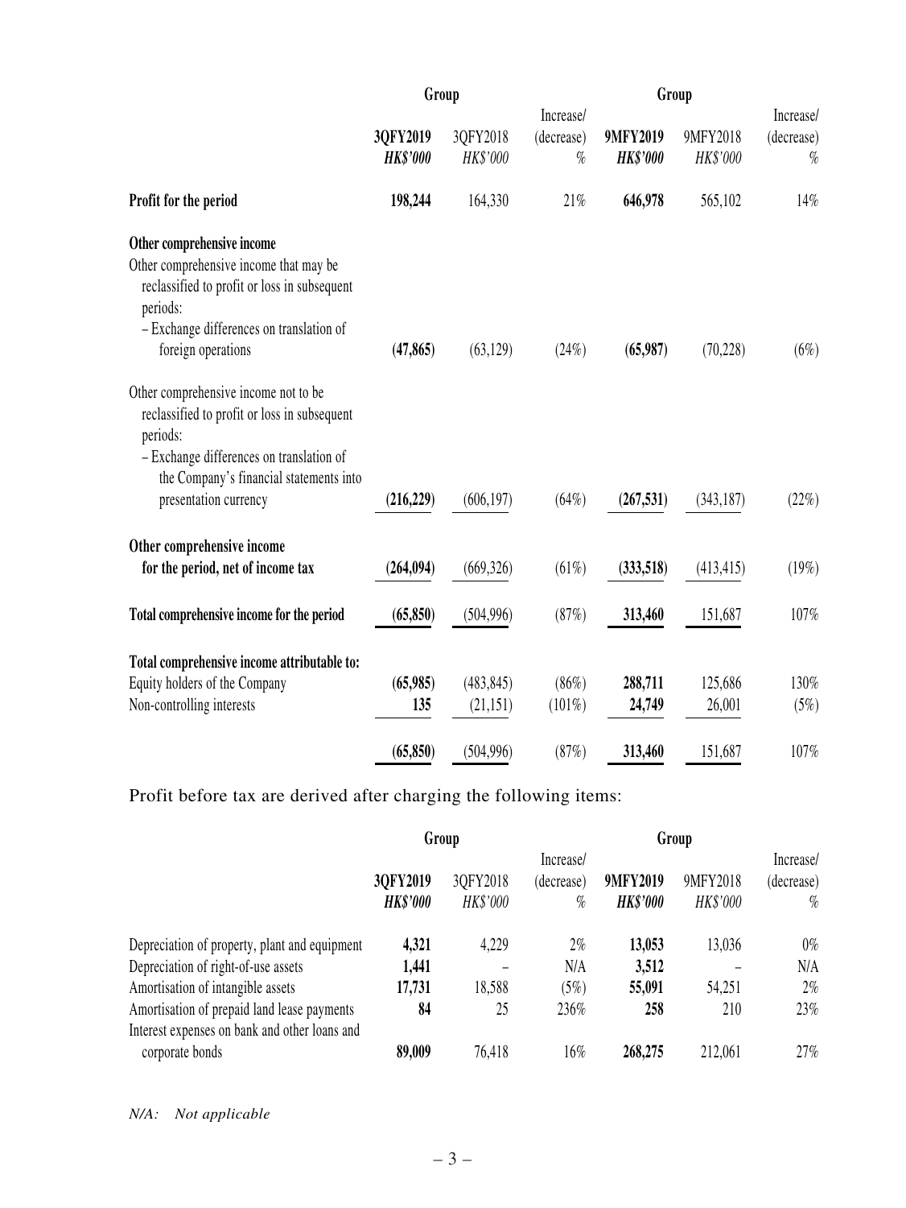| | Group | | | Group | | |
|---|---|---|---|---|---|---|
| | **3QFY2019** | 3QFY2018 | Increase/ (decrease) | **9MFY2019** | 9MFY2018 | Increase/ (decrease) |
| | ***HK$'000*** | *HK$'000* | *%* | ***HK$'000*** | *HK$'000* | *%* |
| **Profit for the period** | **198,244** | 164,330 | 21% | **646,978** | 565,102 | 14% |
| **Other comprehensive income** | | | | | | |
| Other comprehensive income that may be reclassified to profit or loss in subsequent periods: | | | | | | |
| – Exchange differences on translation of foreign operations | **(47,865)** | (63,129) | (24%) | **(65,987)** | (70,228) | (6%) |
| Other comprehensive income not to be reclassified to profit or loss in subsequent periods: | | | | | | |
| – Exchange differences on translation of the Company's financial statements into presentation currency | **(216,229)** | (606,197) | (64%) | **(267,531)** | (343,187) | (22%) |
| **Other comprehensive income for the period, net of income tax** | **(264,094)** | (669,326) | (61%) | **(333,518)** | (413,415) | (19%) |
| **Total comprehensive income for the period** | **(65,850)** | (504,996) | (87%) | **313,460** | 151,687 | 107% |
| **Total comprehensive income attributable to:** | | | | | | |
| Equity holders of the Company | **(65,985)** | (483,845) | (86%) | **288,711** | 125,686 | 130% |
| Non-controlling interests | **135** | (21,151) | (101%) | **24,749** | 26,001 | (5%) |
| | **(65,850)** | (504,996) | (87%) | **313,460** | 151,687 | 107% |

Profit before tax are derived after charging the following items:

| | Group | | | Group | | |
|---|---|---|---|---|---|---|
| | **3QFY2019** | 3QFY2018 | Increase/ (decrease) | **9MFY2019** | 9MFY2018 | Increase/ (decrease) |
| | ***HK$'000*** | *HK$'000* | *%* | ***HK$'000*** | *HK$'000* | *%* |
| Depreciation of property, plant and equipment | **4,321** | 4,229 | 2% | **13,053** | 13,036 | 0% |
| Depreciation of right-of-use assets | **1,441** | – | N/A | **3,512** | – | N/A |
| Amortisation of intangible assets | **17,731** | 18,588 | (5%) | **55,091** | 54,251 | 2% |
| Amortisation of prepaid land lease payments | **84** | 25 | 236% | **258** | 210 | 23% |
| Interest expenses on bank and other loans and corporate bonds | **89,009** | 76,418 | 16% | **268,275** | 212,061 | 27% |

*N/A: Not applicable*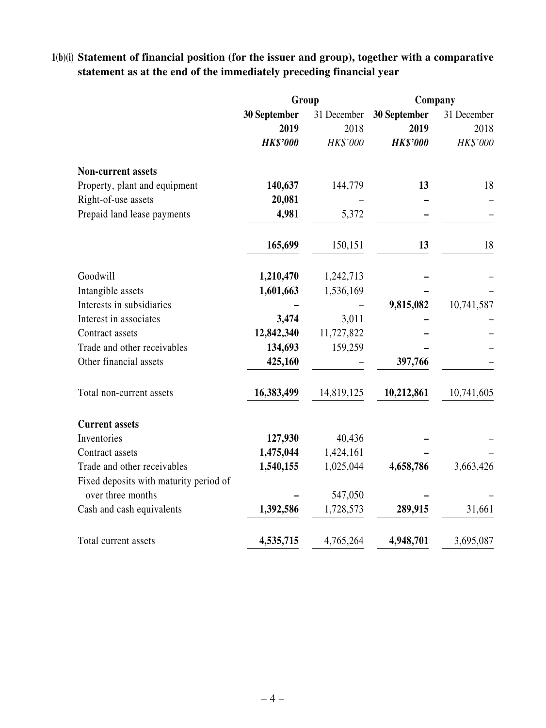## 1(b)(i) Statement of financial position (for the issuer and group), together with a comparative statement as at the end of the immediately preceding financial year

| | Group | | Company | |
|---|---|---|---|---|
| | **30 September 2019** | 31 December 2018 | **30 September 2019** | 31 December 2018 |
| | ***HK$'000*** | *HK$'000* | ***HK$'000*** | *HK$'000* |
| **Non-current assets** | | | | |
| Property, plant and equipment | **140,637** | 144,779 | **13** | 18 |
| Right-of-use assets | **20,081** | – | **–** | – |
| Prepaid land lease payments | **4,981** | 5,372 | **–** | – |
| | **165,699** | 150,151 | **13** | 18 |
| Goodwill | **1,210,470** | 1,242,713 | **–** | – |
| Intangible assets | **1,601,663** | 1,536,169 | **–** | – |
| Interests in subsidiaries | **–** | – | **9,815,082** | 10,741,587 |
| Interest in associates | **3,474** | 3,011 | **–** | – |
| Contract assets | **12,842,340** | 11,727,822 | **–** | – |
| Trade and other receivables | **134,693** | 159,259 | **–** | – |
| Other financial assets | **425,160** | – | **397,766** | – |
| Total non-current assets | **16,383,499** | 14,819,125 | **10,212,861** | 10,741,605 |
| **Current assets** | | | | |
| Inventories | **127,930** | 40,436 | **–** | – |
| Contract assets | **1,475,044** | 1,424,161 | **–** | – |
| Trade and other receivables | **1,540,155** | 1,025,044 | **4,658,786** | 3,663,426 |
| Fixed deposits with maturity period of over three months | **–** | 547,050 | **–** | – |
| Cash and cash equivalents | **1,392,586** | 1,728,573 | **289,915** | 31,661 |
| Total current assets | **4,535,715** | 4,765,264 | **4,948,701** | 3,695,087 |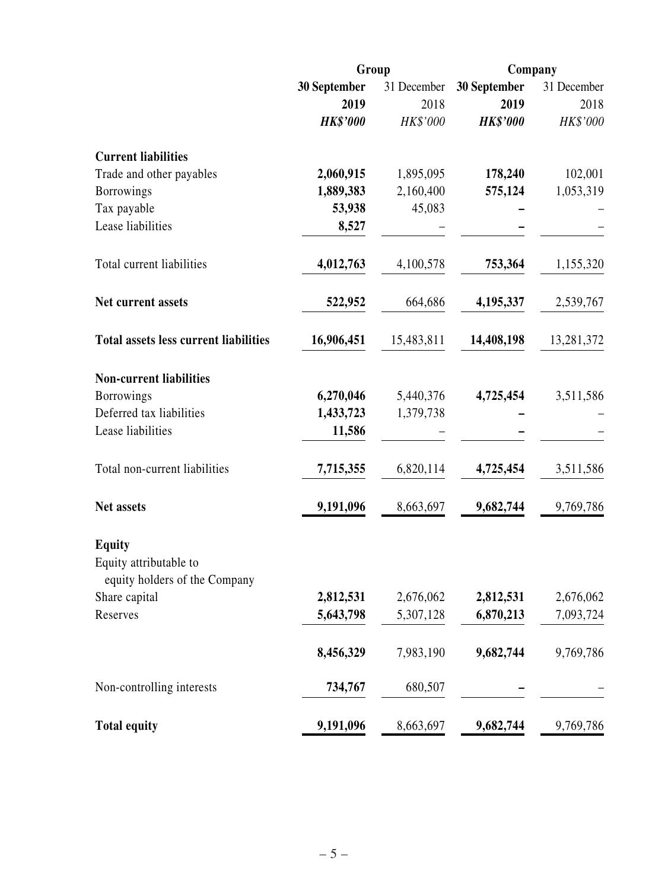| | Group | | Company | |
|---|---|---|---|---|
| | **30 September 2019** | 31 December 2018 | **30 September 2019** | 31 December 2018 |
| | ***HK$'000*** | *HK$'000* | ***HK$'000*** | *HK$'000* |
| **Current liabilities** | | | | |
| Trade and other payables | **2,060,915** | 1,895,095 | **178,240** | 102,001 |
| Borrowings | **1,889,383** | 2,160,400 | **575,124** | 1,053,319 |
| Tax payable | **53,938** | 45,083 | **–** | – |
| Lease liabilities | **8,527** | – | **–** | – |
| Total current liabilities | **4,012,763** | 4,100,578 | **753,364** | 1,155,320 |
| **Net current assets** | **522,952** | 664,686 | **4,195,337** | 2,539,767 |
| **Total assets less current liabilities** | **16,906,451** | 15,483,811 | **14,408,198** | 13,281,372 |
| **Non-current liabilities** | | | | |
| Borrowings | **6,270,046** | 5,440,376 | **4,725,454** | 3,511,586 |
| Deferred tax liabilities | **1,433,723** | 1,379,738 | **–** | – |
| Lease liabilities | **11,586** | – | **–** | – |
| Total non-current liabilities | **7,715,355** | 6,820,114 | **4,725,454** | 3,511,586 |
| **Net assets** | **9,191,096** | 8,663,697 | **9,682,744** | 9,769,786 |
| **Equity** | | | | |
| Equity attributable to equity holders of the Company | | | | |
| Share capital | **2,812,531** | 2,676,062 | **2,812,531** | 2,676,062 |
| Reserves | **5,643,798** | 5,307,128 | **6,870,213** | 7,093,724 |
| | **8,456,329** | 7,983,190 | **9,682,744** | 9,769,786 |
| Non-controlling interests | **734,767** | 680,507 | **–** | – |
| **Total equity** | **9,191,096** | 8,663,697 | **9,682,744** | 9,769,786 |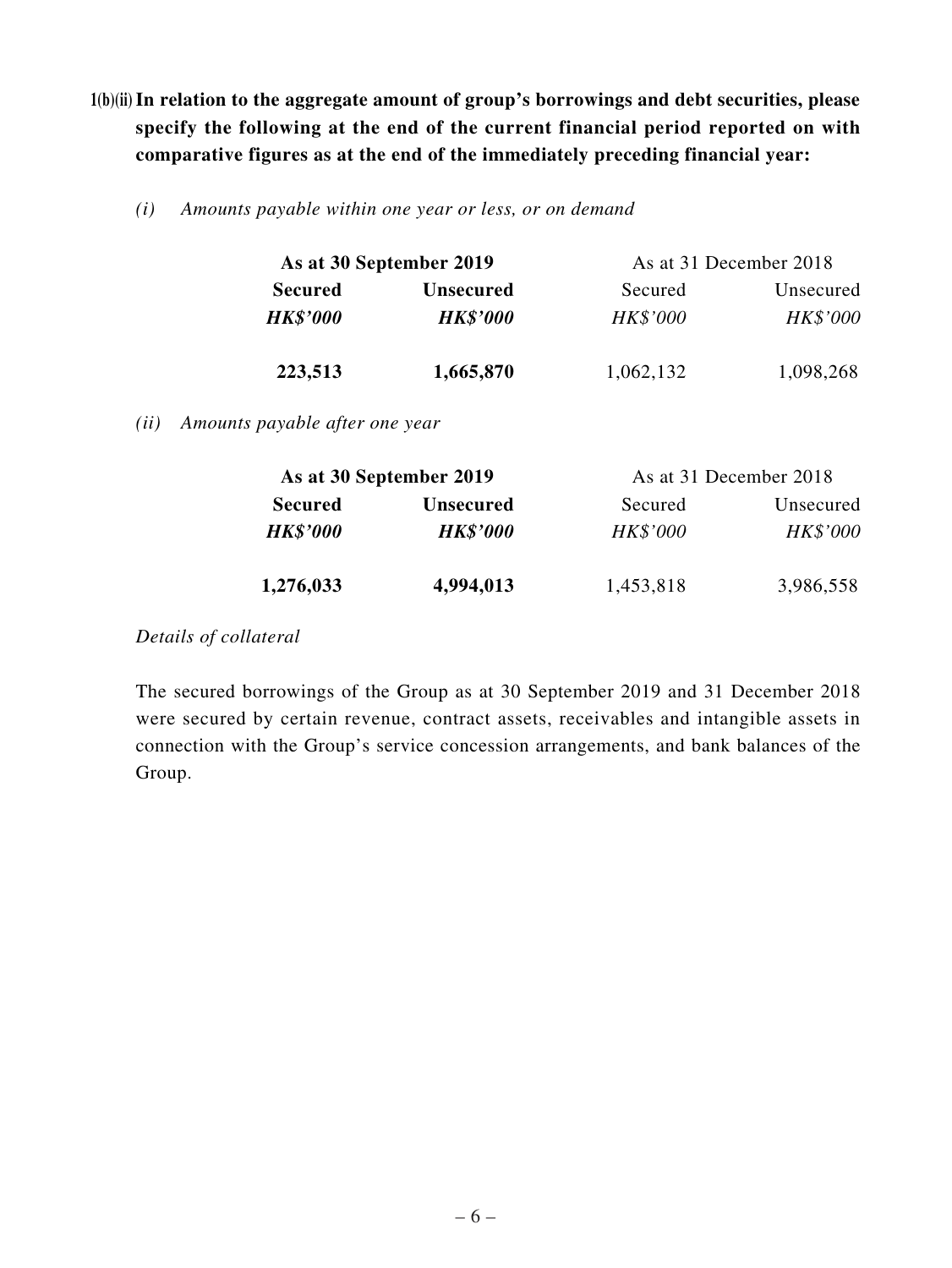**1(b)(ii) In relation to the aggregate amount of group's borrowings and debt securities, please specify the following at the end of the current financial period reported on with comparative figures as at the end of the immediately preceding financial year:**

*(i) Amounts payable within one year or less, or on demand*

| **As at 30 September 2019** | | As at 31 December 2018 | |
|---|---|---|---|
| **Secured** | **Unsecured** | Secured | Unsecured |
| ***HK$'000*** | ***HK$'000*** | *HK$'000* | *HK$'000* |
| **223,513** | **1,665,870** | 1,062,132 | 1,098,268 |

*(ii) Amounts payable after one year*

| **As at 30 September 2019** | | As at 31 December 2018 | |
|---|---|---|---|
| **Secured** | **Unsecured** | Secured | Unsecured |
| ***HK$'000*** | ***HK$'000*** | *HK$'000* | *HK$'000* |
| **1,276,033** | **4,994,013** | 1,453,818 | 3,986,558 |

*Details of collateral*

The secured borrowings of the Group as at 30 September 2019 and 31 December 2018 were secured by certain revenue, contract assets, receivables and intangible assets in connection with the Group's service concession arrangements, and bank balances of the Group.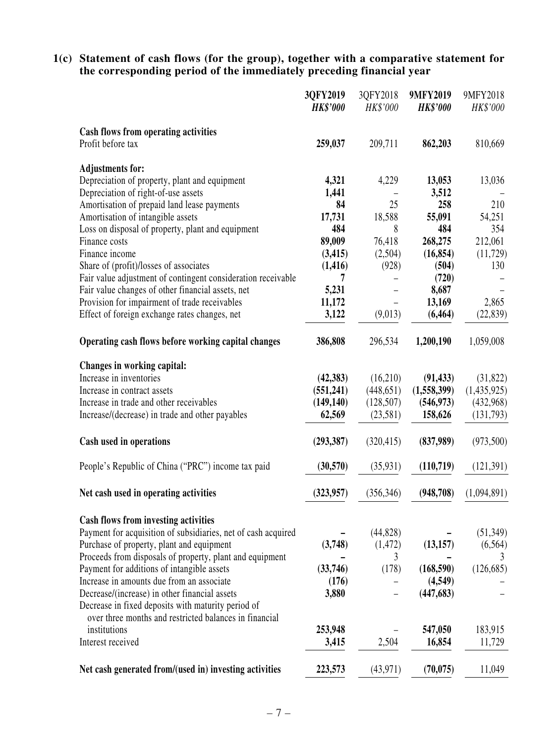## 1(c) Statement of cash flows (for the group), together with a comparative statement for the corresponding period of the immediately preceding financial year

| | **3QFY2019** | 3QFY2018 | **9MFY2019** | 9MFY2018 |
|---|---|---|---|---|
| | ***HK$'000*** | *HK$'000* | ***HK$'000*** | *HK$'000* |
| **Cash flows from operating activities** | | | | |
| Profit before tax | **259,037** | 209,711 | **862,203** | 810,669 |
| **Adjustments for:** | | | | |
| Depreciation of property, plant and equipment | **4,321** | 4,229 | **13,053** | 13,036 |
| Depreciation of right-of-use assets | **1,441** | – | **3,512** | – |
| Amortisation of prepaid land lease payments | **84** | 25 | **258** | 210 |
| Amortisation of intangible assets | **17,731** | 18,588 | **55,091** | 54,251 |
| Loss on disposal of property, plant and equipment | **484** | 8 | **484** | 354 |
| Finance costs | **89,009** | 76,418 | **268,275** | 212,061 |
| Finance income | **(3,415)** | (2,504) | **(16,854)** | (11,729) |
| Share of (profit)/losses of associates | **(1,416)** | (928) | **(504)** | 130 |
| Fair value adjustment of contingent consideration receivable | **7** | – | **(720)** | – |
| Fair value changes of other financial assets, net | **5,231** | – | **8,687** | – |
| Provision for impairment of trade receivables | **11,172** | – | **13,169** | 2,865 |
| Effect of foreign exchange rates changes, net | **3,122** | (9,013) | **(6,464)** | (22,839) |
| **Operating cash flows before working capital changes** | **386,808** | 296,534 | **1,200,190** | 1,059,008 |
| **Changes in working capital:** | | | | |
| Increase in inventories | **(42,383)** | (16,210) | **(91,433)** | (31,822) |
| Increase in contract assets | **(551,241)** | (448,651) | **(1,558,399)** | (1,435,925) |
| Increase in trade and other receivables | **(149,140)** | (128,507) | **(546,973)** | (432,968) |
| Increase/(decrease) in trade and other payables | **62,569** | (23,581) | **158,626** | (131,793) |
| **Cash used in operations** | **(293,387)** | (320,415) | **(837,989)** | (973,500) |
| People's Republic of China ("PRC") income tax paid | **(30,570)** | (35,931) | **(110,719)** | (121,391) |
| **Net cash used in operating activities** | **(323,957)** | (356,346) | **(948,708)** | (1,094,891) |
| **Cash flows from investing activities** | | | | |
| Payment for acquisition of subsidiaries, net of cash acquired | **–** | (44,828) | **–** | (51,349) |
| Purchase of property, plant and equipment | **(3,748)** | (1,472) | **(13,157)** | (6,564) |
| Proceeds from disposals of property, plant and equipment | **–** | 3 | **–** | 3 |
| Payment for additions of intangible assets | **(33,746)** | (178) | **(168,590)** | (126,685) |
| Increase in amounts due from an associate | **(176)** | – | **(4,549)** | – |
| Decrease/(increase) in other financial assets | **3,880** | – | **(447,683)** | – |
| Decrease in fixed deposits with maturity period of over three months and restricted balances in financial institutions | **253,948** | – | **547,050** | 183,915 |
| Interest received | **3,415** | 2,504 | **16,854** | 11,729 |
| **Net cash generated from/(used in) investing activities** | **223,573** | (43,971) | **(70,075)** | 11,049 |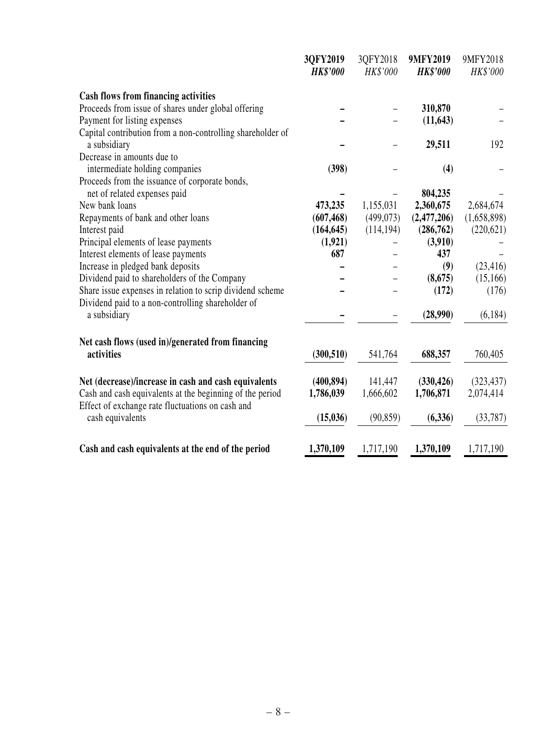| | 3QFY2019 | 3QFY2018 | 9MFY2019 | 9MFY2018 |
|---|---|---|---|---|
| | ***HK$'000*** | *HK$'000* | ***HK$'000*** | *HK$'000* |
| **Cash flows from financing activities** | | | | |
| Proceeds from issue of shares under global offering | **–** | – | **310,870** | – |
| Payment for listing expenses | **–** | – | **(11,643)** | – |
| Capital contribution from a non-controlling shareholder of a subsidiary | **–** | – | **29,511** | 192 |
| Decrease in amounts due to intermediate holding companies | **(398)** | – | **(4)** | – |
| Proceeds from the issuance of corporate bonds, net of related expenses paid | **–** | – | **804,235** | – |
| New bank loans | **473,235** | 1,155,031 | **2,360,675** | 2,684,674 |
| Repayments of bank and other loans | **(607,468)** | (499,073) | **(2,477,206)** | (1,658,898) |
| Interest paid | **(164,645)** | (114,194) | **(286,762)** | (220,621) |
| Principal elements of lease payments | **(1,921)** | – | **(3,910)** | – |
| Interest elements of lease payments | **687** | – | **437** | – |
| Increase in pledged bank deposits | **–** | – | **(9)** | (23,416) |
| Dividend paid to shareholders of the Company | **–** | – | **(8,675)** | (15,166) |
| Share issue expenses in relation to scrip dividend scheme | **–** | – | **(172)** | (176) |
| Dividend paid to a non-controlling shareholder of a subsidiary | **–** | – | **(28,990)** | (6,184) |
| **Net cash flows (used in)/generated from financing activities** | **(300,510)** | 541,764 | **688,357** | 760,405 |
| **Net (decrease)/increase in cash and cash equivalents** | **(400,894)** | 141,447 | **(330,426)** | (323,437) |
| Cash and cash equivalents at the beginning of the period | **1,786,039** | 1,666,602 | **1,706,871** | 2,074,414 |
| Effect of exchange rate fluctuations on cash and cash equivalents | **(15,036)** | (90,859) | **(6,336)** | (33,787) |
| **Cash and cash equivalents at the end of the period** | **1,370,109** | 1,717,190 | **1,370,109** | 1,717,190 |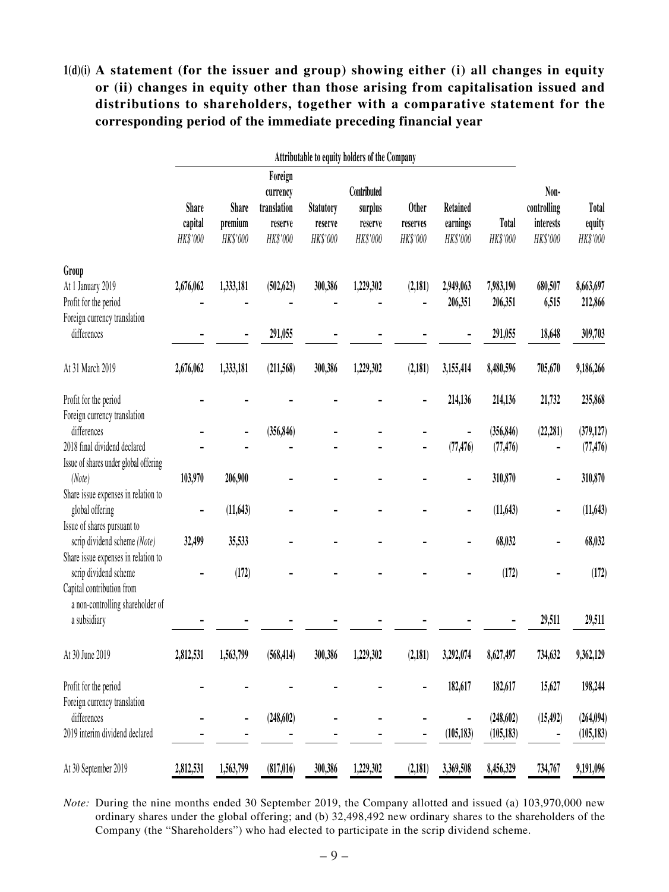**1(d)(i) A statement (for the issuer and group) showing either (i) all changes in equity or (ii) changes in equity other than those arising from capitalisation issued and distributions to shareholders, together with a comparative statement for the corresponding period of the immediate preceding financial year**

| | Attributable to equity holders of the Company | | | | | | | | | |
|---|---|---|---|---|---|---|---|---|---|---|
| | Share capital | Share premium | Foreign currency translation reserve | Statutory reserve | Contributed surplus reserve | Other reserves | Retained earnings | Total | Non-controlling interests | Total equity |
| | *HK$'000* | *HK$'000* | *HK$'000* | *HK$'000* | *HK$'000* | *HK$'000* | *HK$'000* | *HK$'000* | *HK$'000* | *HK$'000* |
| **Group** | | | | | | | | | | |
| At 1 January 2019 | 2,676,062 | 1,333,181 | (502,623) | 300,386 | 1,229,302 | (2,181) | 2,949,063 | 7,983,190 | 680,507 | 8,663,697 |
| Profit for the period | – | – | – | – | – | – | 206,351 | 206,351 | 6,515 | 212,866 |
| Foreign currency translation differences | – | – | 291,055 | – | – | – | – | 291,055 | 18,648 | 309,703 |
| At 31 March 2019 | 2,676,062 | 1,333,181 | (211,568) | 300,386 | 1,229,302 | (2,181) | 3,155,414 | 8,480,596 | 705,670 | 9,186,266 |
| Profit for the period | – | – | – | – | – | – | 214,136 | 214,136 | 21,732 | 235,868 |
| Foreign currency translation differences | – | – | (356,846) | – | – | – | – | (356,846) | (22,281) | (379,127) |
| 2018 final dividend declared | – | – | – | – | – | – | (77,476) | (77,476) | – | (77,476) |
| Issue of shares under global offering *(Note)* | 103,970 | 206,900 | – | – | – | – | – | 310,870 | – | 310,870 |
| Share issue expenses in relation to global offering | – | (11,643) | – | – | – | – | – | (11,643) | – | (11,643) |
| Issue of shares pursuant to scrip dividend scheme *(Note)* | 32,499 | 35,533 | – | – | – | – | – | 68,032 | – | 68,032 |
| Share issue expenses in relation to scrip dividend scheme | – | (172) | – | – | – | – | – | (172) | – | (172) |
| Capital contribution from a non-controlling shareholder of a subsidiary | – | – | – | – | – | – | – | – | 29,511 | 29,511 |
| At 30 June 2019 | 2,812,531 | 1,563,799 | (568,414) | 300,386 | 1,229,302 | (2,181) | 3,292,074 | 8,627,497 | 734,632 | 9,362,129 |
| Profit for the period | – | – | – | – | – | – | 182,617 | 182,617 | 15,627 | 198,244 |
| Foreign currency translation differences | – | – | (248,602) | – | – | – | – | (248,602) | (15,492) | (264,094) |
| 2019 interim dividend declared | – | – | – | – | – | – | (105,183) | (105,183) | – | (105,183) |
| At 30 September 2019 | 2,812,531 | 1,563,799 | (817,016) | 300,386 | 1,229,302 | (2,181) | 3,369,508 | 8,456,329 | 734,767 | 9,191,096 |

*Note:* During the nine months ended 30 September 2019, the Company allotted and issued (a) 103,970,000 new ordinary shares under the global offering; and (b) 32,498,492 new ordinary shares to the shareholders of the Company (the "Shareholders") who had elected to participate in the scrip dividend scheme.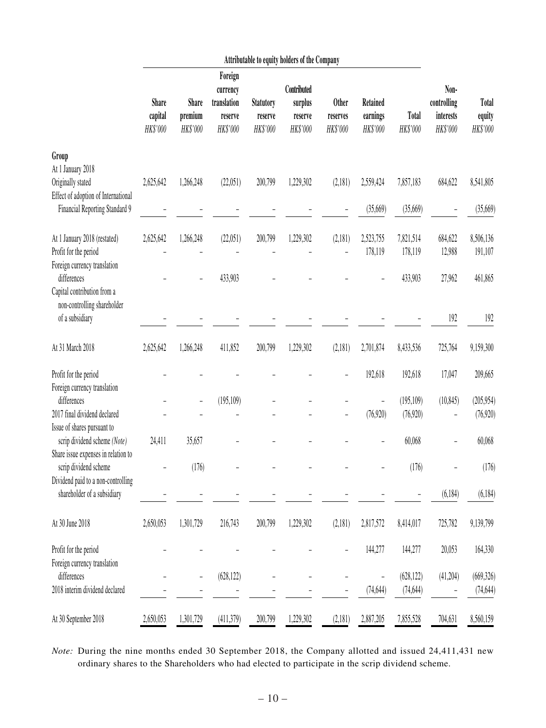| | Attributable to equity holders of the Company | | | | | | | | | |
|---|---|---|---|---|---|---|---|---|---|---|
| | Share capital HK$'000 | Share premium HK$'000 | Foreign currency translation reserve HK$'000 | Statutory reserve HK$'000 | Contributed surplus reserve HK$'000 | Other reserves HK$'000 | Retained earnings HK$'000 | Total HK$'000 | Non-controlling interests HK$'000 | Total equity HK$'000 |
| **Group** | | | | | | | | | | |
| At 1 January 2018 | | | | | | | | | | |
| Originally stated | 2,625,642 | 1,266,248 | (22,051) | 200,799 | 1,229,302 | (2,181) | 2,559,424 | 7,857,183 | 684,622 | 8,541,805 |
| Effect of adoption of International Financial Reporting Standard 9 | – | – | – | – | – | – | (35,669) | (35,669) | – | (35,669) |
| At 1 January 2018 (restated) | 2,625,642 | 1,266,248 | (22,051) | 200,799 | 1,229,302 | (2,181) | 2,523,755 | 7,821,514 | 684,622 | 8,506,136 |
| Profit for the period | – | – | – | – | – | – | 178,119 | 178,119 | 12,988 | 191,107 |
| Foreign currency translation differences | – | – | 433,903 | – | – | – | – | 433,903 | 27,962 | 461,865 |
| Capital contribution from a non-controlling shareholder of a subsidiary | – | – | – | – | – | – | – | – | 192 | 192 |
| At 31 March 2018 | 2,625,642 | 1,266,248 | 411,852 | 200,799 | 1,229,302 | (2,181) | 2,701,874 | 8,433,536 | 725,764 | 9,159,300 |
| Profit for the period | – | – | – | – | – | – | 192,618 | 192,618 | 17,047 | 209,665 |
| Foreign currency translation differences | – | – | (195,109) | – | – | – | – | (195,109) | (10,845) | (205,954) |
| 2017 final dividend declared | – | – | – | – | – | – | (76,920) | (76,920) | – | (76,920) |
| Issue of shares pursuant to scrip dividend scheme *(Note)* | 24,411 | 35,657 | – | – | – | – | – | 60,068 | – | 60,068 |
| Share issue expenses in relation to scrip dividend scheme | – | (176) | – | – | – | – | – | (176) | – | (176) |
| Dividend paid to a non-controlling shareholder of a subsidiary | – | – | – | – | – | – | – | – | (6,184) | (6,184) |
| At 30 June 2018 | 2,650,053 | 1,301,729 | 216,743 | 200,799 | 1,229,302 | (2,181) | 2,817,572 | 8,414,017 | 725,782 | 9,139,799 |
| Profit for the period | – | – | – | – | – | – | 144,277 | 144,277 | 20,053 | 164,330 |
| Foreign currency translation differences | – | – | (628,122) | – | – | – | – | (628,122) | (41,204) | (669,326) |
| 2018 interim dividend declared | – | – | – | – | – | – | (74,644) | (74,644) | – | (74,644) |
| At 30 September 2018 | 2,650,053 | 1,301,729 | (411,379) | 200,799 | 1,229,302 | (2,181) | 2,887,205 | 7,855,528 | 704,631 | 8,560,159 |

*Note:* During the nine months ended 30 September 2018, the Company allotted and issued 24,411,431 new ordinary shares to the Shareholders who had elected to participate in the scrip dividend scheme.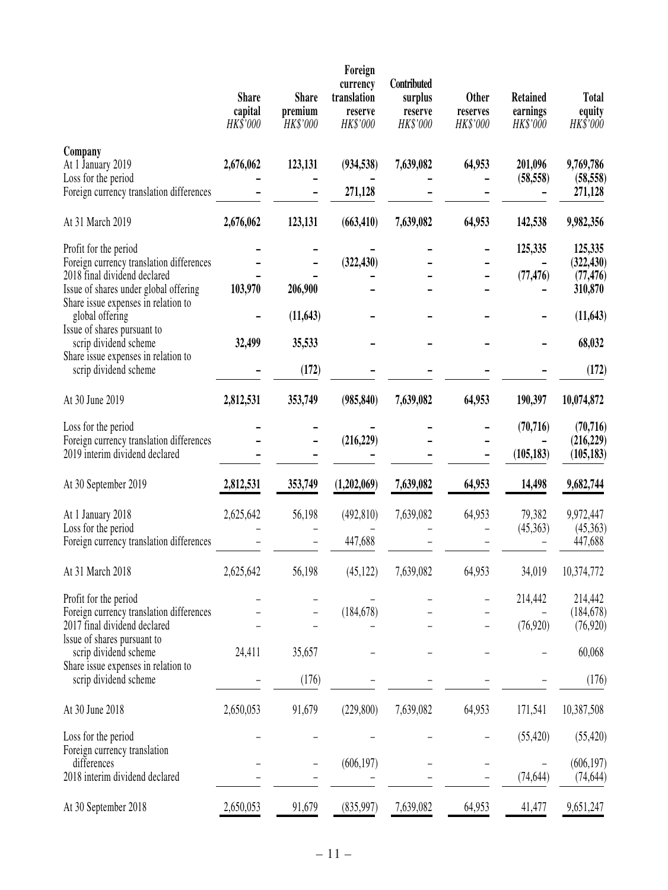| | Share capital | Share premium | Foreign currency translation reserve | Contributed surplus reserve | Other reserves | Retained earnings | Total equity |
|---|---|---|---|---|---|---|---|
| | *HK$'000* | *HK$'000* | *HK$'000* | *HK$'000* | *HK$'000* | *HK$'000* | *HK$'000* |
| **Company** | | | | | | | |
| At 1 January 2019 | **2,676,062** | **123,131** | **(934,538)** | **7,639,082** | **64,953** | **201,096** | **9,769,786** |
| Loss for the period | **–** | **–** | **–** | **–** | **–** | **(58,558)** | **(58,558)** |
| Foreign currency translation differences | **–** | **–** | **271,128** | **–** | **–** | **–** | **271,128** |
| At 31 March 2019 | **2,676,062** | **123,131** | **(663,410)** | **7,639,082** | **64,953** | **142,538** | **9,982,356** |
| Profit for the period | **–** | **–** | **–** | **–** | **–** | **125,335** | **125,335** |
| Foreign currency translation differences | **–** | **–** | **(322,430)** | **–** | **–** | **–** | **(322,430)** |
| 2018 final dividend declared | **–** | **–** | **–** | **–** | **–** | **(77,476)** | **(77,476)** |
| Issue of shares under global offering | **103,970** | **206,900** | **–** | **–** | **–** | **–** | **310,870** |
| Share issue expenses in relation to global offering | **–** | **(11,643)** | **–** | **–** | **–** | **–** | **(11,643)** |
| Issue of shares pursuant to scrip dividend scheme | **32,499** | **35,533** | **–** | **–** | **–** | **–** | **68,032** |
| Share issue expenses in relation to scrip dividend scheme | **–** | **(172)** | **–** | **–** | **–** | **–** | **(172)** |
| At 30 June 2019 | **2,812,531** | **353,749** | **(985,840)** | **7,639,082** | **64,953** | **190,397** | **10,074,872** |
| Loss for the period | **–** | **–** | **–** | **–** | **–** | **(70,716)** | **(70,716)** |
| Foreign currency translation differences | **–** | **–** | **(216,229)** | **–** | **–** | **–** | **(216,229)** |
| 2019 interim dividend declared | **–** | **–** | **–** | **–** | **–** | **(105,183)** | **(105,183)** |
| At 30 September 2019 | **2,812,531** | **353,749** | **(1,202,069)** | **7,639,082** | **64,953** | **14,498** | **9,682,744** |
| At 1 January 2018 | 2,625,642 | 56,198 | (492,810) | 7,639,082 | 64,953 | 79,382 | 9,972,447 |
| Loss for the period | – | – | – | – | – | (45,363) | (45,363) |
| Foreign currency translation differences | – | – | 447,688 | – | – | – | 447,688 |
| At 31 March 2018 | 2,625,642 | 56,198 | (45,122) | 7,639,082 | 64,953 | 34,019 | 10,374,772 |
| Profit for the period | – | – | – | – | – | 214,442 | 214,442 |
| Foreign currency translation differences | – | – | (184,678) | – | – | – | (184,678) |
| 2017 final dividend declared | – | – | – | – | – | (76,920) | (76,920) |
| Issue of shares pursuant to scrip dividend scheme | 24,411 | 35,657 | – | – | – | – | 60,068 |
| Share issue expenses in relation to scrip dividend scheme | – | (176) | – | – | – | – | (176) |
| At 30 June 2018 | 2,650,053 | 91,679 | (229,800) | 7,639,082 | 64,953 | 171,541 | 10,387,508 |
| Loss for the period | – | – | – | – | – | (55,420) | (55,420) |
| Foreign currency translation differences | – | – | (606,197) | – | – | – | (606,197) |
| 2018 interim dividend declared | – | – | – | – | – | (74,644) | (74,644) |
| At 30 September 2018 | 2,650,053 | 91,679 | (835,997) | 7,639,082 | 64,953 | 41,477 | 9,651,247 |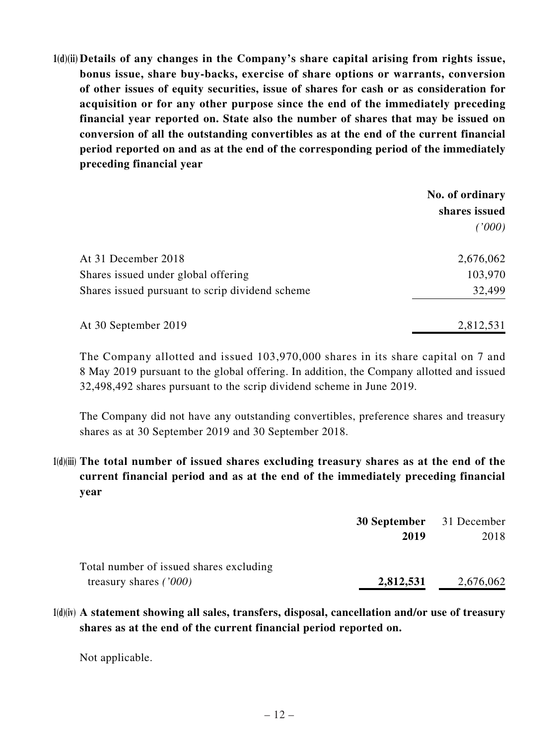**1(d)(ii) Details of any changes in the Company's share capital arising from rights issue, bonus issue, share buy-backs, exercise of share options or warrants, conversion of other issues of equity securities, issue of shares for cash or as consideration for acquisition or for any other purpose since the end of the immediately preceding financial year reported on. State also the number of shares that may be issued on conversion of all the outstanding convertibles as at the end of the current financial period reported on and as at the end of the corresponding period of the immediately preceding financial year**

| | **No. of ordinary shares issued** *('000)* |
|---|---|
| At 31 December 2018 | 2,676,062 |
| Shares issued under global offering | 103,970 |
| Shares issued pursuant to scrip dividend scheme | 32,499 |
| At 30 September 2019 | 2,812,531 |

The Company allotted and issued 103,970,000 shares in its share capital on 7 and 8 May 2019 pursuant to the global offering. In addition, the Company allotted and issued 32,498,492 shares pursuant to the scrip dividend scheme in June 2019.

The Company did not have any outstanding convertibles, preference shares and treasury shares as at 30 September 2019 and 30 September 2018.

**1(d)(iii) The total number of issued shares excluding treasury shares as at the end of the current financial period and as at the end of the immediately preceding financial year**

| | **30 September 2019** | 31 December 2018 |
|---|---|---|
| Total number of issued shares excluding treasury shares *('000)* | **2,812,531** | 2,676,062 |

**1(d)(iv) A statement showing all sales, transfers, disposal, cancellation and/or use of treasury shares as at the end of the current financial period reported on.**

Not applicable.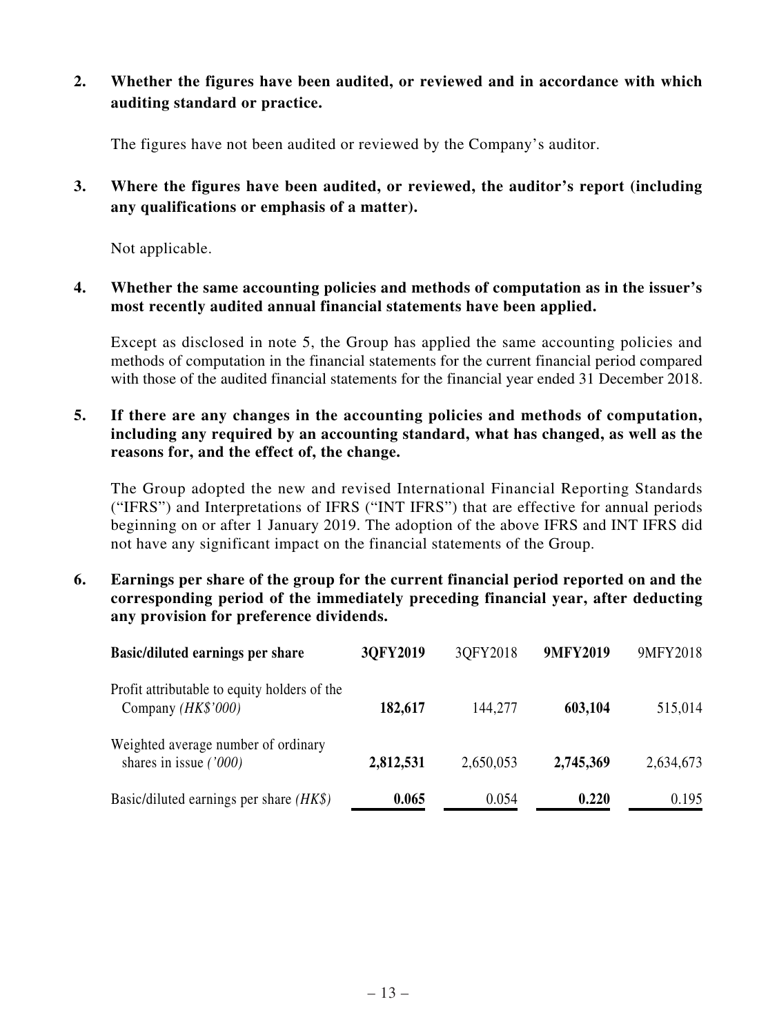**2. Whether the figures have been audited, or reviewed and in accordance with which auditing standard or practice.**

The figures have not been audited or reviewed by the Company's auditor.

**3. Where the figures have been audited, or reviewed, the auditor's report (including any qualifications or emphasis of a matter).**

Not applicable.

**4. Whether the same accounting policies and methods of computation as in the issuer's most recently audited annual financial statements have been applied.**

Except as disclosed in note 5, the Group has applied the same accounting policies and methods of computation in the financial statements for the current financial period compared with those of the audited financial statements for the financial year ended 31 December 2018.

**5. If there are any changes in the accounting policies and methods of computation, including any required by an accounting standard, what has changed, as well as the reasons for, and the effect of, the change.**

The Group adopted the new and revised International Financial Reporting Standards ("IFRS") and Interpretations of IFRS ("INT IFRS") that are effective for annual periods beginning on or after 1 January 2019. The adoption of the above IFRS and INT IFRS did not have any significant impact on the financial statements of the Group.

**6. Earnings per share of the group for the current financial period reported on and the corresponding period of the immediately preceding financial year, after deducting any provision for preference dividends.**

| Basic/diluted earnings per share | 3QFY2019 | 3QFY2018 | 9MFY2019 | 9MFY2018 |
|---|---|---|---|---|
| Profit attributable to equity holders of the Company *(HK$'000)* | **182,617** | 144,277 | **603,104** | 515,014 |
| Weighted average number of ordinary shares in issue *('000)* | **2,812,531** | 2,650,053 | **2,745,369** | 2,634,673 |
| Basic/diluted earnings per share *(HK$)* | **0.065** | 0.054 | **0.220** | 0.195 |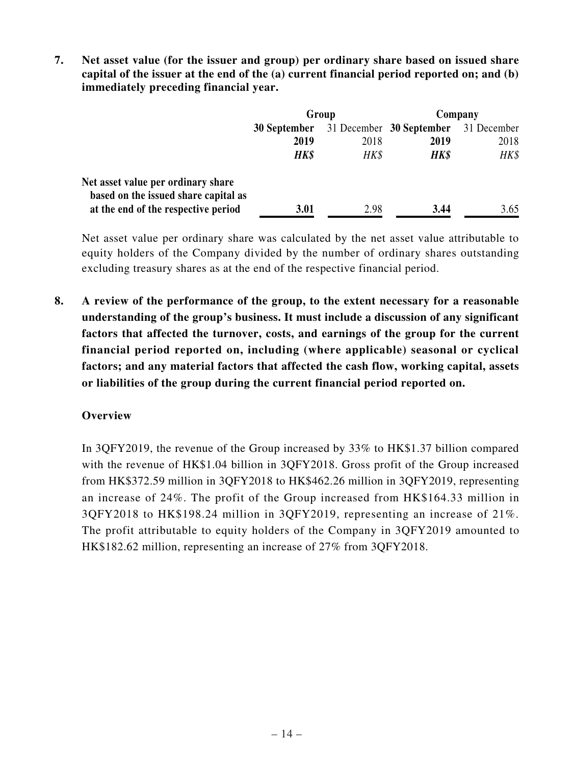**7. Net asset value (for the issuer and group) per ordinary share based on issued share capital of the issuer at the end of the (a) current financial period reported on; and (b) immediately preceding financial year.**

| | Group | | Company | |
|---|---|---|---|---|
| | **30 September 2019** | 31 December 2018 | **30 September 2019** | 31 December 2018 |
| | ***HK$*** | *HK$* | ***HK$*** | *HK$* |
| **Net asset value per ordinary share based on the issued share capital as at the end of the respective period** | **3.01** | 2.98 | **3.44** | 3.65 |

Net asset value per ordinary share was calculated by the net asset value attributable to equity holders of the Company divided by the number of ordinary shares outstanding excluding treasury shares as at the end of the respective financial period.

**8. A review of the performance of the group, to the extent necessary for a reasonable understanding of the group's business. It must include a discussion of any significant factors that affected the turnover, costs, and earnings of the group for the current financial period reported on, including (where applicable) seasonal or cyclical factors; and any material factors that affected the cash flow, working capital, assets or liabilities of the group during the current financial period reported on.**

**Overview**

In 3QFY2019, the revenue of the Group increased by 33% to HK$1.37 billion compared with the revenue of HK$1.04 billion in 3QFY2018. Gross profit of the Group increased from HK$372.59 million in 3QFY2018 to HK$462.26 million in 3QFY2019, representing an increase of 24%. The profit of the Group increased from HK$164.33 million in 3QFY2018 to HK$198.24 million in 3QFY2019, representing an increase of 21%. The profit attributable to equity holders of the Company in 3QFY2019 amounted to HK$182.62 million, representing an increase of 27% from 3QFY2018.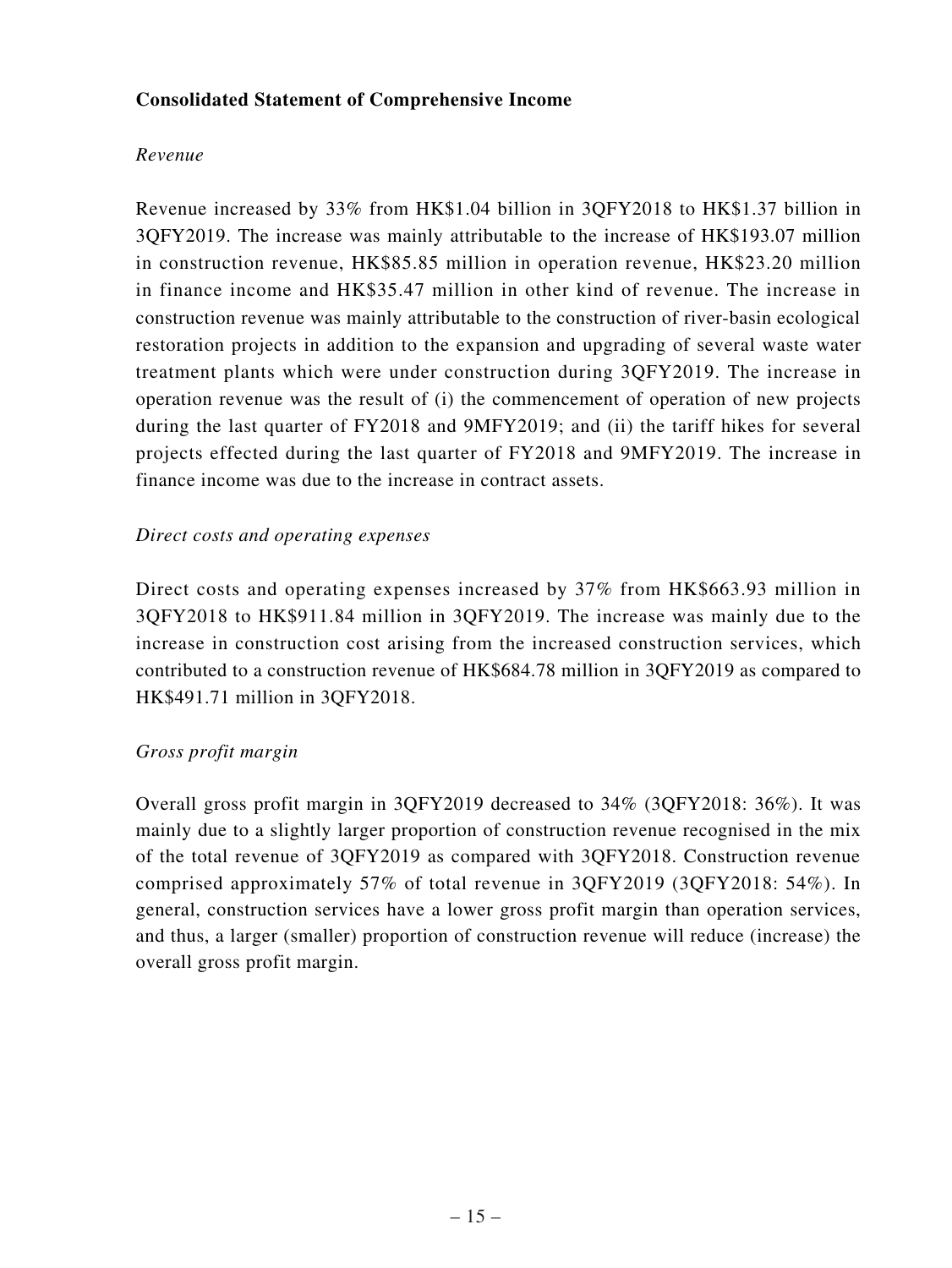**Consolidated Statement of Comprehensive Income**

*Revenue*

Revenue increased by 33% from HK$1.04 billion in 3QFY2018 to HK$1.37 billion in 3QFY2019. The increase was mainly attributable to the increase of HK$193.07 million in construction revenue, HK$85.85 million in operation revenue, HK$23.20 million in finance income and HK$35.47 million in other kind of revenue. The increase in construction revenue was mainly attributable to the construction of river-basin ecological restoration projects in addition to the expansion and upgrading of several waste water treatment plants which were under construction during 3QFY2019. The increase in operation revenue was the result of (i) the commencement of operation of new projects during the last quarter of FY2018 and 9MFY2019; and (ii) the tariff hikes for several projects effected during the last quarter of FY2018 and 9MFY2019. The increase in finance income was due to the increase in contract assets.

*Direct costs and operating expenses*

Direct costs and operating expenses increased by 37% from HK$663.93 million in 3QFY2018 to HK$911.84 million in 3QFY2019. The increase was mainly due to the increase in construction cost arising from the increased construction services, which contributed to a construction revenue of HK$684.78 million in 3QFY2019 as compared to HK$491.71 million in 3QFY2018.

*Gross profit margin*

Overall gross profit margin in 3QFY2019 decreased to 34% (3QFY2018: 36%). It was mainly due to a slightly larger proportion of construction revenue recognised in the mix of the total revenue of 3QFY2019 as compared with 3QFY2018. Construction revenue comprised approximately 57% of total revenue in 3QFY2019 (3QFY2018: 54%). In general, construction services have a lower gross profit margin than operation services, and thus, a larger (smaller) proportion of construction revenue will reduce (increase) the overall gross profit margin.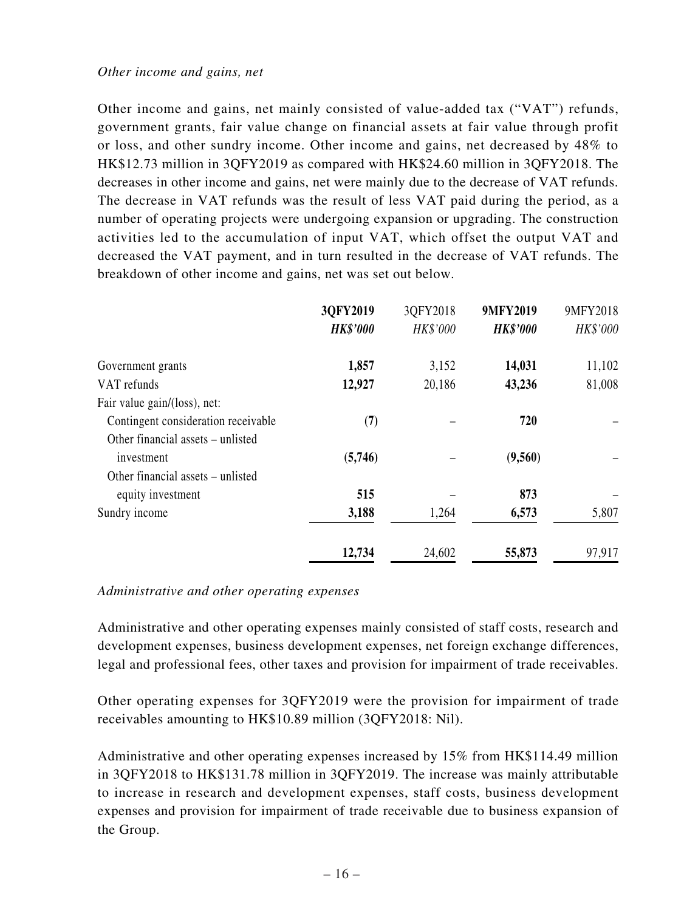*Other income and gains, net*

Other income and gains, net mainly consisted of value-added tax ("VAT") refunds, government grants, fair value change on financial assets at fair value through profit or loss, and other sundry income. Other income and gains, net decreased by 48% to HK$12.73 million in 3QFY2019 as compared with HK$24.60 million in 3QFY2018. The decreases in other income and gains, net were mainly due to the decrease of VAT refunds. The decrease in VAT refunds was the result of less VAT paid during the period, as a number of operating projects were undergoing expansion or upgrading. The construction activities led to the accumulation of input VAT, which offset the output VAT and decreased the VAT payment, and in turn resulted in the decrease of VAT refunds. The breakdown of other income and gains, net was set out below.

| | **3QFY2019** | 3QFY2018 | **9MFY2019** | 9MFY2018 |
|---|---|---|---|---|
| | ***HK$'000*** | *HK$'000* | ***HK$'000*** | *HK$'000* |
| Government grants | **1,857** | 3,152 | **14,031** | 11,102 |
| VAT refunds | **12,927** | 20,186 | **43,236** | 81,008 |
| Fair value gain/(loss), net: | | | | |
| Contingent consideration receivable | **(7)** | – | **720** | – |
| Other financial assets – unlisted investment | **(5,746)** | – | **(9,560)** | – |
| Other financial assets – unlisted equity investment | **515** | – | **873** | – |
| Sundry income | **3,188** | 1,264 | **6,573** | 5,807 |
| | **12,734** | 24,602 | **55,873** | 97,917 |

*Administrative and other operating expenses*

Administrative and other operating expenses mainly consisted of staff costs, research and development expenses, business development expenses, net foreign exchange differences, legal and professional fees, other taxes and provision for impairment of trade receivables.

Other operating expenses for 3QFY2019 were the provision for impairment of trade receivables amounting to HK$10.89 million (3QFY2018: Nil).

Administrative and other operating expenses increased by 15% from HK$114.49 million in 3QFY2018 to HK$131.78 million in 3QFY2019. The increase was mainly attributable to increase in research and development expenses, staff costs, business development expenses and provision for impairment of trade receivable due to business expansion of the Group.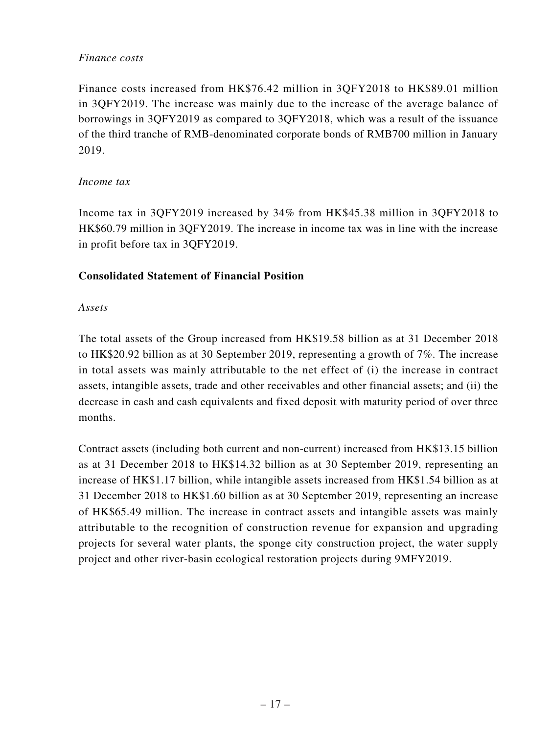*Finance costs*

Finance costs increased from HK$76.42 million in 3QFY2018 to HK$89.01 million in 3QFY2019. The increase was mainly due to the increase of the average balance of borrowings in 3QFY2019 as compared to 3QFY2018, which was a result of the issuance of the third tranche of RMB-denominated corporate bonds of RMB700 million in January 2019.

*Income tax*

Income tax in 3QFY2019 increased by 34% from HK$45.38 million in 3QFY2018 to HK$60.79 million in 3QFY2019. The increase in income tax was in line with the increase in profit before tax in 3QFY2019.

**Consolidated Statement of Financial Position**

*Assets*

The total assets of the Group increased from HK$19.58 billion as at 31 December 2018 to HK$20.92 billion as at 30 September 2019, representing a growth of 7%. The increase in total assets was mainly attributable to the net effect of (i) the increase in contract assets, intangible assets, trade and other receivables and other financial assets; and (ii) the decrease in cash and cash equivalents and fixed deposit with maturity period of over three months.

Contract assets (including both current and non-current) increased from HK$13.15 billion as at 31 December 2018 to HK$14.32 billion as at 30 September 2019, representing an increase of HK$1.17 billion, while intangible assets increased from HK$1.54 billion as at 31 December 2018 to HK$1.60 billion as at 30 September 2019, representing an increase of HK$65.49 million. The increase in contract assets and intangible assets was mainly attributable to the recognition of construction revenue for expansion and upgrading projects for several water plants, the sponge city construction project, the water supply project and other river-basin ecological restoration projects during 9MFY2019.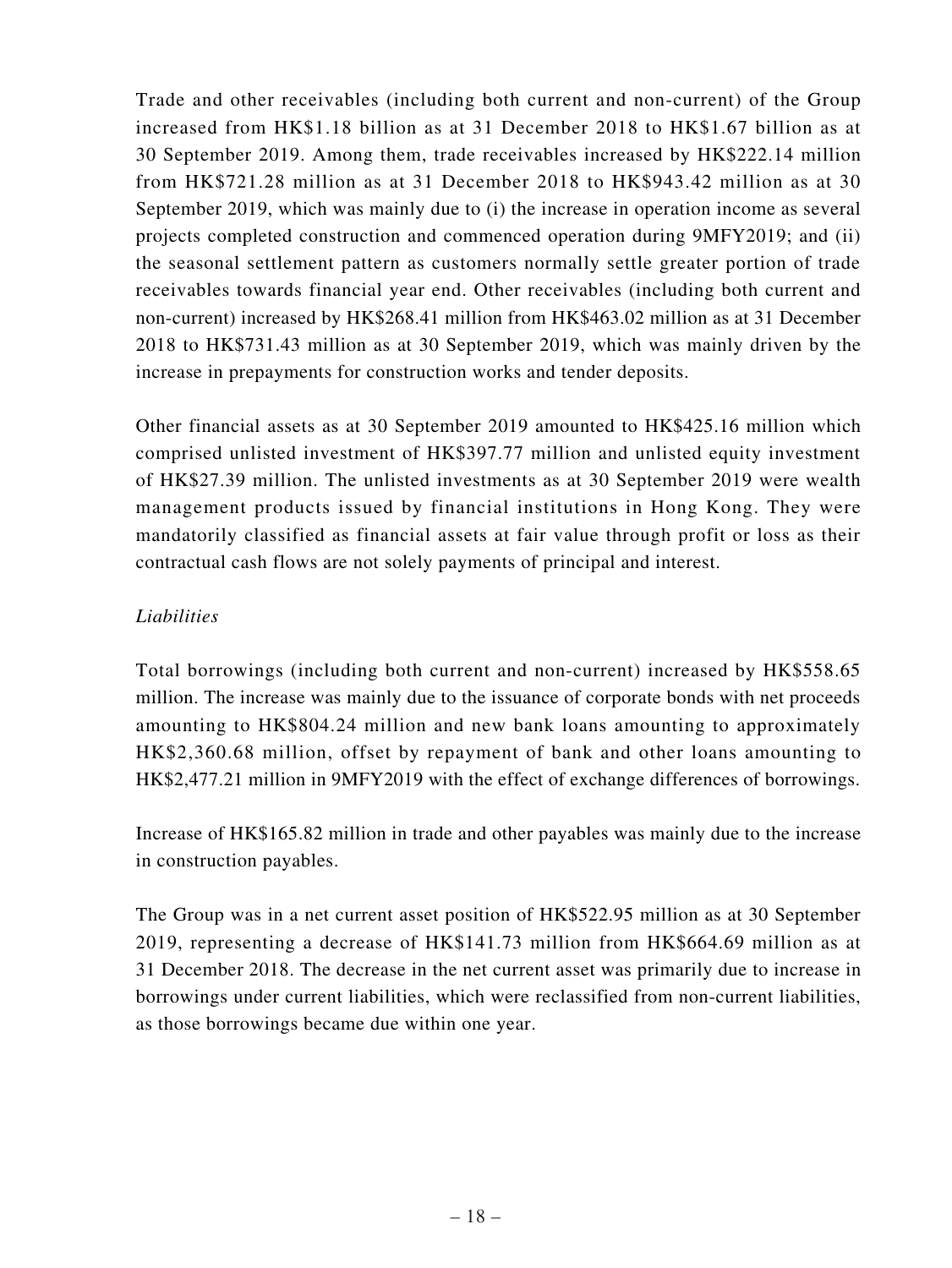Trade and other receivables (including both current and non-current) of the Group increased from HK$1.18 billion as at 31 December 2018 to HK$1.67 billion as at 30 September 2019. Among them, trade receivables increased by HK$222.14 million from HK$721.28 million as at 31 December 2018 to HK$943.42 million as at 30 September 2019, which was mainly due to (i) the increase in operation income as several projects completed construction and commenced operation during 9MFY2019; and (ii) the seasonal settlement pattern as customers normally settle greater portion of trade receivables towards financial year end. Other receivables (including both current and non-current) increased by HK$268.41 million from HK$463.02 million as at 31 December 2018 to HK$731.43 million as at 30 September 2019, which was mainly driven by the increase in prepayments for construction works and tender deposits.

Other financial assets as at 30 September 2019 amounted to HK$425.16 million which comprised unlisted investment of HK$397.77 million and unlisted equity investment of HK$27.39 million. The unlisted investments as at 30 September 2019 were wealth management products issued by financial institutions in Hong Kong. They were mandatorily classified as financial assets at fair value through profit or loss as their contractual cash flows are not solely payments of principal and interest.

*Liabilities*

Total borrowings (including both current and non-current) increased by HK$558.65 million. The increase was mainly due to the issuance of corporate bonds with net proceeds amounting to HK$804.24 million and new bank loans amounting to approximately HK$2,360.68 million, offset by repayment of bank and other loans amounting to HK$2,477.21 million in 9MFY2019 with the effect of exchange differences of borrowings.

Increase of HK$165.82 million in trade and other payables was mainly due to the increase in construction payables.

The Group was in a net current asset position of HK$522.95 million as at 30 September 2019, representing a decrease of HK$141.73 million from HK$664.69 million as at 31 December 2018. The decrease in the net current asset was primarily due to increase in borrowings under current liabilities, which were reclassified from non-current liabilities, as those borrowings became due within one year.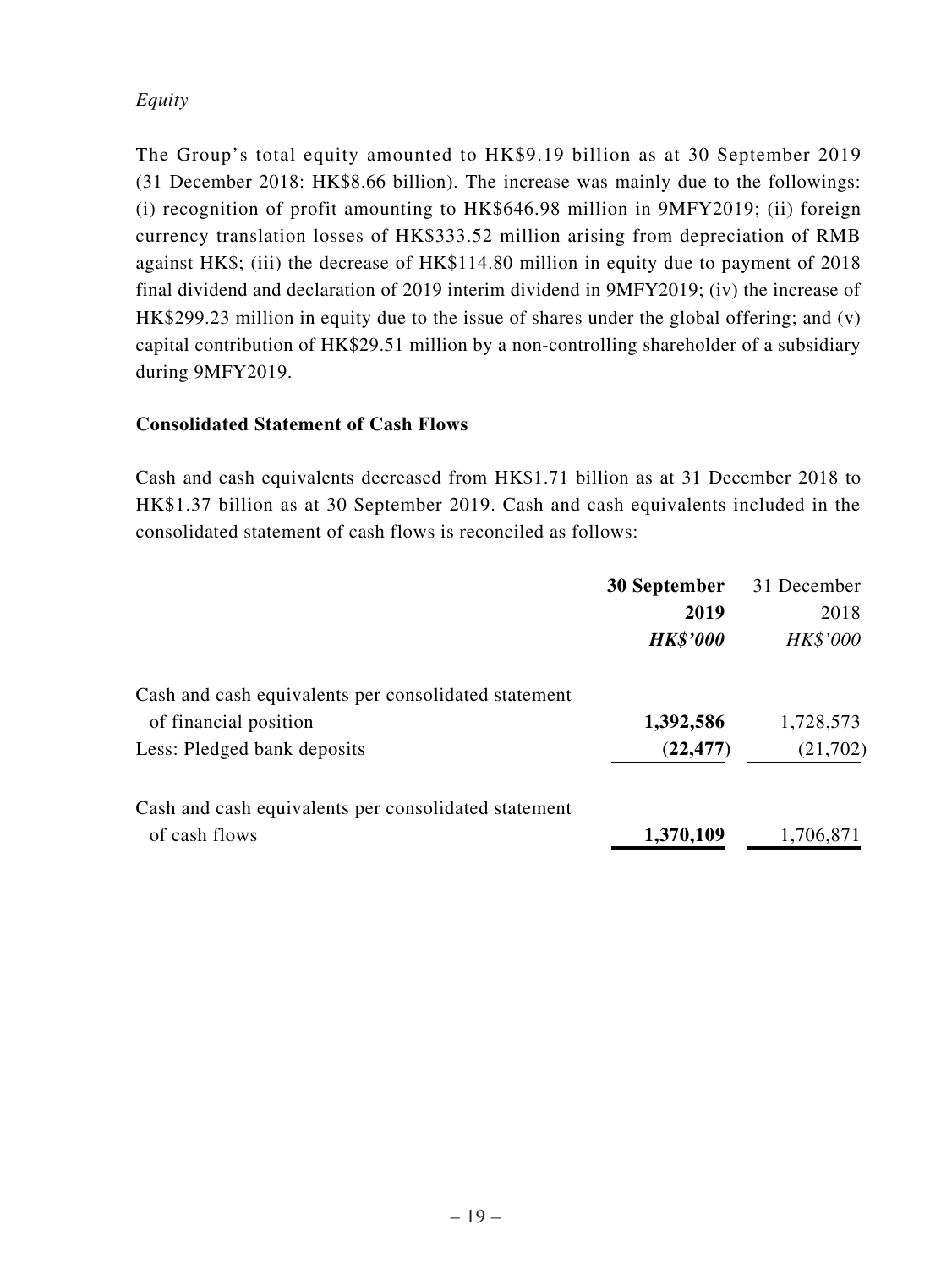*Equity*

The Group's total equity amounted to HK$9.19 billion as at 30 September 2019 (31 December 2018: HK$8.66 billion). The increase was mainly due to the followings: (i) recognition of profit amounting to HK$646.98 million in 9MFY2019; (ii) foreign currency translation losses of HK$333.52 million arising from depreciation of RMB against HK$; (iii) the decrease of HK$114.80 million in equity due to payment of 2018 final dividend and declaration of 2019 interim dividend in 9MFY2019; (iv) the increase of HK$299.23 million in equity due to the issue of shares under the global offering; and (v) capital contribution of HK$29.51 million by a non-controlling shareholder of a subsidiary during 9MFY2019.

**Consolidated Statement of Cash Flows**

Cash and cash equivalents decreased from HK$1.71 billion as at 31 December 2018 to HK$1.37 billion as at 30 September 2019. Cash and cash equivalents included in the consolidated statement of cash flows is reconciled as follows:

| | **30 September 2019** | 31 December 2018 |
|---|---|---|
| | ***HK$'000*** | *HK$'000* |
| Cash and cash equivalents per consolidated statement of financial position | **1,392,586** | 1,728,573 |
| Less: Pledged bank deposits | **(22,477)** | (21,702) |
| Cash and cash equivalents per consolidated statement of cash flows | **1,370,109** | 1,706,871 |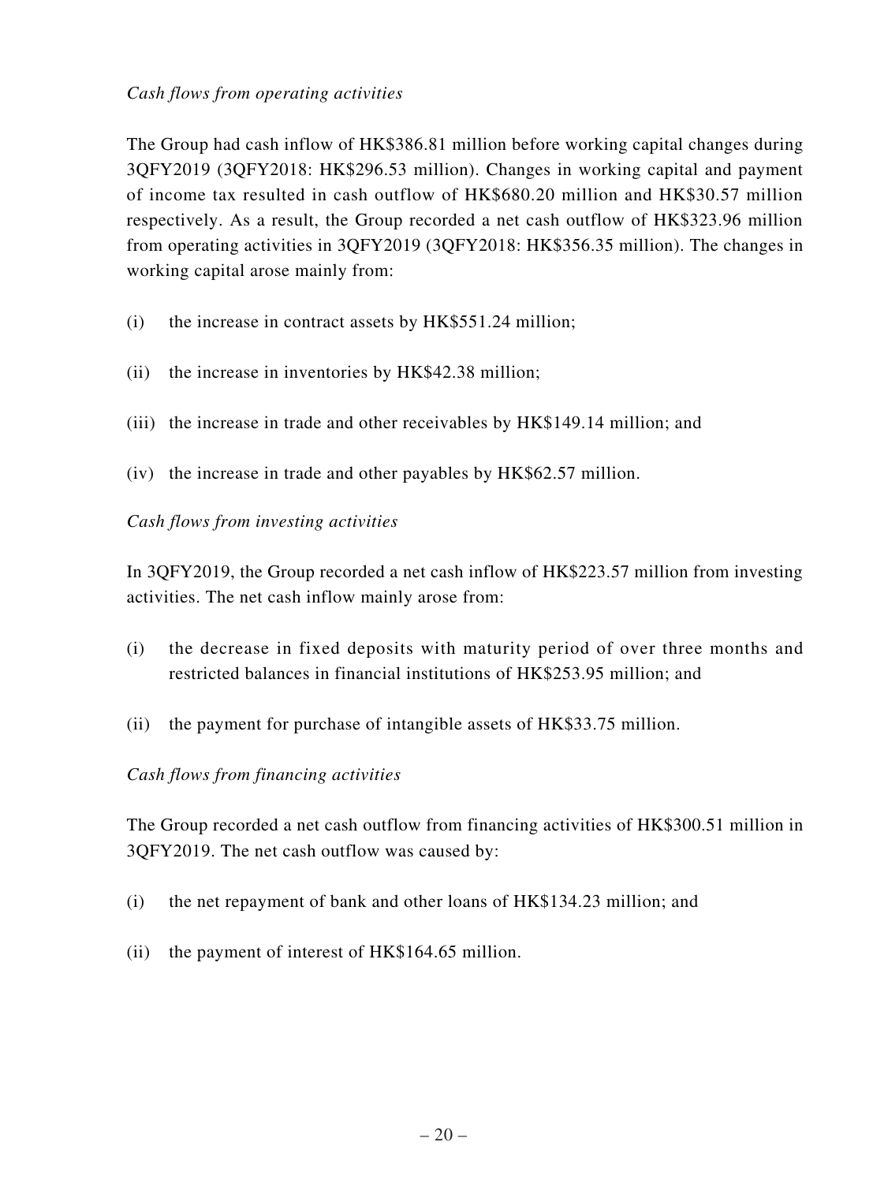*Cash flows from operating activities*

The Group had cash inflow of HK$386.81 million before working capital changes during 3QFY2019 (3QFY2018: HK$296.53 million). Changes in working capital and payment of income tax resulted in cash outflow of HK$680.20 million and HK$30.57 million respectively. As a result, the Group recorded a net cash outflow of HK$323.96 million from operating activities in 3QFY2019 (3QFY2018: HK$356.35 million). The changes in working capital arose mainly from:

(i) the increase in contract assets by HK$551.24 million;

(ii) the increase in inventories by HK$42.38 million;

(iii) the increase in trade and other receivables by HK$149.14 million; and

(iv) the increase in trade and other payables by HK$62.57 million.

*Cash flows from investing activities*

In 3QFY2019, the Group recorded a net cash inflow of HK$223.57 million from investing activities. The net cash inflow mainly arose from:

(i) the decrease in fixed deposits with maturity period of over three months and restricted balances in financial institutions of HK$253.95 million; and

(ii) the payment for purchase of intangible assets of HK$33.75 million.

*Cash flows from financing activities*

The Group recorded a net cash outflow from financing activities of HK$300.51 million in 3QFY2019. The net cash outflow was caused by:

(i) the net repayment of bank and other loans of HK$134.23 million; and

(ii) the payment of interest of HK$164.65 million.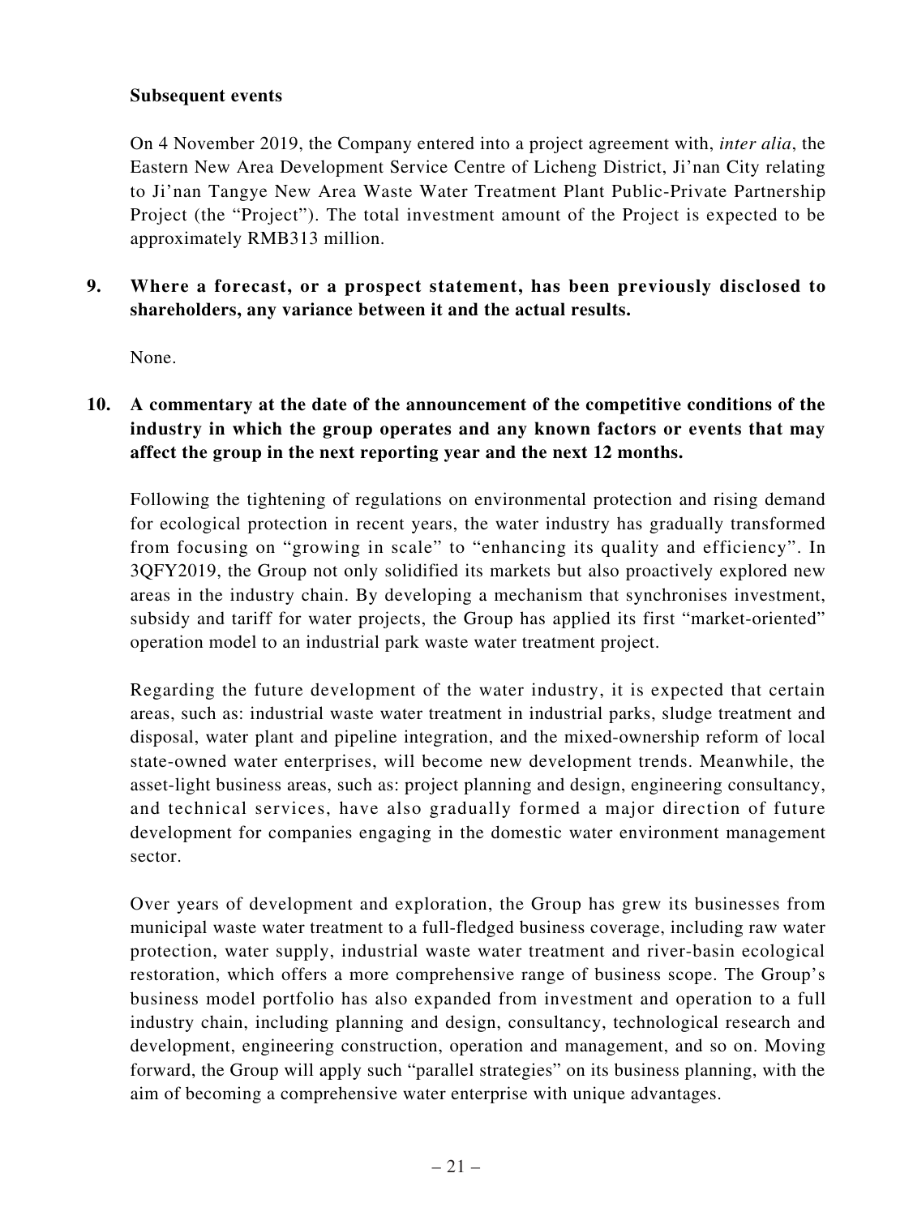**Subsequent events**

On 4 November 2019, the Company entered into a project agreement with, *inter alia*, the Eastern New Area Development Service Centre of Licheng District, Ji'nan City relating to Ji'nan Tangye New Area Waste Water Treatment Plant Public-Private Partnership Project (the "Project"). The total investment amount of the Project is expected to be approximately RMB313 million.

**9. Where a forecast, or a prospect statement, has been previously disclosed to shareholders, any variance between it and the actual results.**

None.

**10. A commentary at the date of the announcement of the competitive conditions of the industry in which the group operates and any known factors or events that may affect the group in the next reporting year and the next 12 months.**

Following the tightening of regulations on environmental protection and rising demand for ecological protection in recent years, the water industry has gradually transformed from focusing on "growing in scale" to "enhancing its quality and efficiency". In 3QFY2019, the Group not only solidified its markets but also proactively explored new areas in the industry chain. By developing a mechanism that synchronises investment, subsidy and tariff for water projects, the Group has applied its first "market-oriented" operation model to an industrial park waste water treatment project.

Regarding the future development of the water industry, it is expected that certain areas, such as: industrial waste water treatment in industrial parks, sludge treatment and disposal, water plant and pipeline integration, and the mixed-ownership reform of local state-owned water enterprises, will become new development trends. Meanwhile, the asset-light business areas, such as: project planning and design, engineering consultancy, and technical services, have also gradually formed a major direction of future development for companies engaging in the domestic water environment management sector.

Over years of development and exploration, the Group has grew its businesses from municipal waste water treatment to a full-fledged business coverage, including raw water protection, water supply, industrial waste water treatment and river-basin ecological restoration, which offers a more comprehensive range of business scope. The Group's business model portfolio has also expanded from investment and operation to a full industry chain, including planning and design, consultancy, technological research and development, engineering construction, operation and management, and so on. Moving forward, the Group will apply such "parallel strategies" on its business planning, with the aim of becoming a comprehensive water enterprise with unique advantages.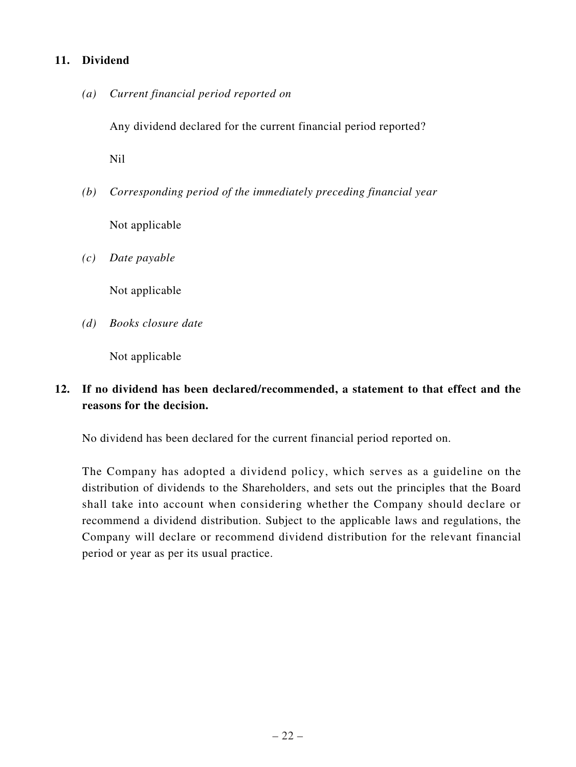## 11. Dividend

*(a) Current financial period reported on*

Any dividend declared for the current financial period reported?

Nil

*(b) Corresponding period of the immediately preceding financial year*

Not applicable

*(c) Date payable*

Not applicable

*(d) Books closure date*

Not applicable

## 12. If no dividend has been declared/recommended, a statement to that effect and the reasons for the decision.

No dividend has been declared for the current financial period reported on.

The Company has adopted a dividend policy, which serves as a guideline on the distribution of dividends to the Shareholders, and sets out the principles that the Board shall take into account when considering whether the Company should declare or recommend a dividend distribution. Subject to the applicable laws and regulations, the Company will declare or recommend dividend distribution for the relevant financial period or year as per its usual practice.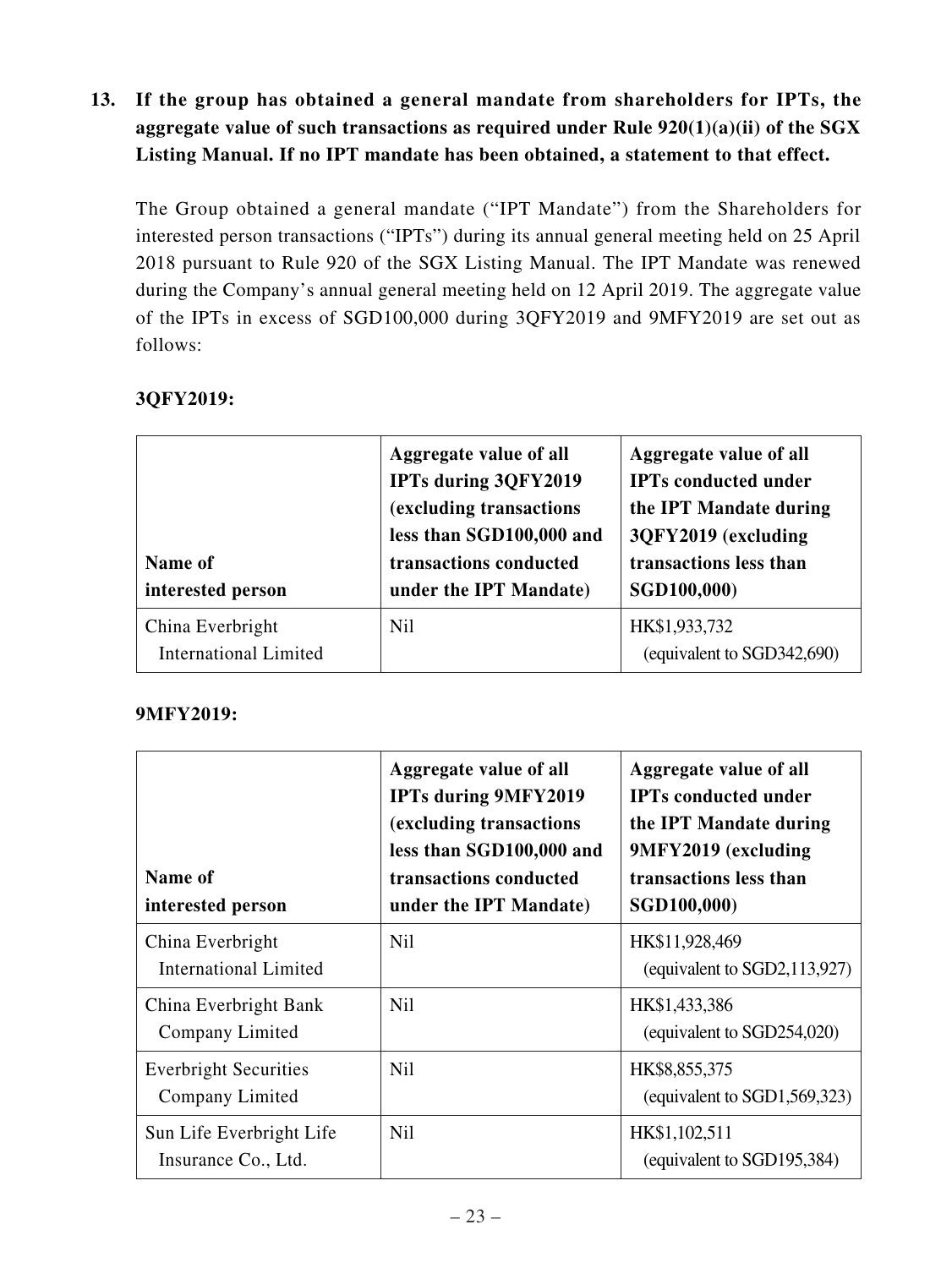**13. If the group has obtained a general mandate from shareholders for IPTs, the aggregate value of such transactions as required under Rule 920(1)(a)(ii) of the SGX Listing Manual. If no IPT mandate has been obtained, a statement to that effect.**

The Group obtained a general mandate ("IPT Mandate") from the Shareholders for interested person transactions ("IPTs") during its annual general meeting held on 25 April 2018 pursuant to Rule 920 of the SGX Listing Manual. The IPT Mandate was renewed during the Company's annual general meeting held on 12 April 2019. The aggregate value of the IPTs in excess of SGD100,000 during 3QFY2019 and 9MFY2019 are set out as follows:

**3QFY2019:**

| Name of interested person | Aggregate value of all IPTs during 3QFY2019 (excluding transactions less than SGD100,000 and transactions conducted under the IPT Mandate) | Aggregate value of all IPTs conducted under the IPT Mandate during 3QFY2019 (excluding transactions less than SGD100,000) |
|---|---|---|
| China Everbright International Limited | Nil | HK$1,933,732 (equivalent to SGD342,690) |

**9MFY2019:**

| Name of interested person | Aggregate value of all IPTs during 9MFY2019 (excluding transactions less than SGD100,000 and transactions conducted under the IPT Mandate) | Aggregate value of all IPTs conducted under the IPT Mandate during 9MFY2019 (excluding transactions less than SGD100,000) |
|---|---|---|
| China Everbright International Limited | Nil | HK$11,928,469 (equivalent to SGD2,113,927) |
| China Everbright Bank Company Limited | Nil | HK$1,433,386 (equivalent to SGD254,020) |
| Everbright Securities Company Limited | Nil | HK$8,855,375 (equivalent to SGD1,569,323) |
| Sun Life Everbright Life Insurance Co., Ltd. | Nil | HK$1,102,511 (equivalent to SGD195,384) |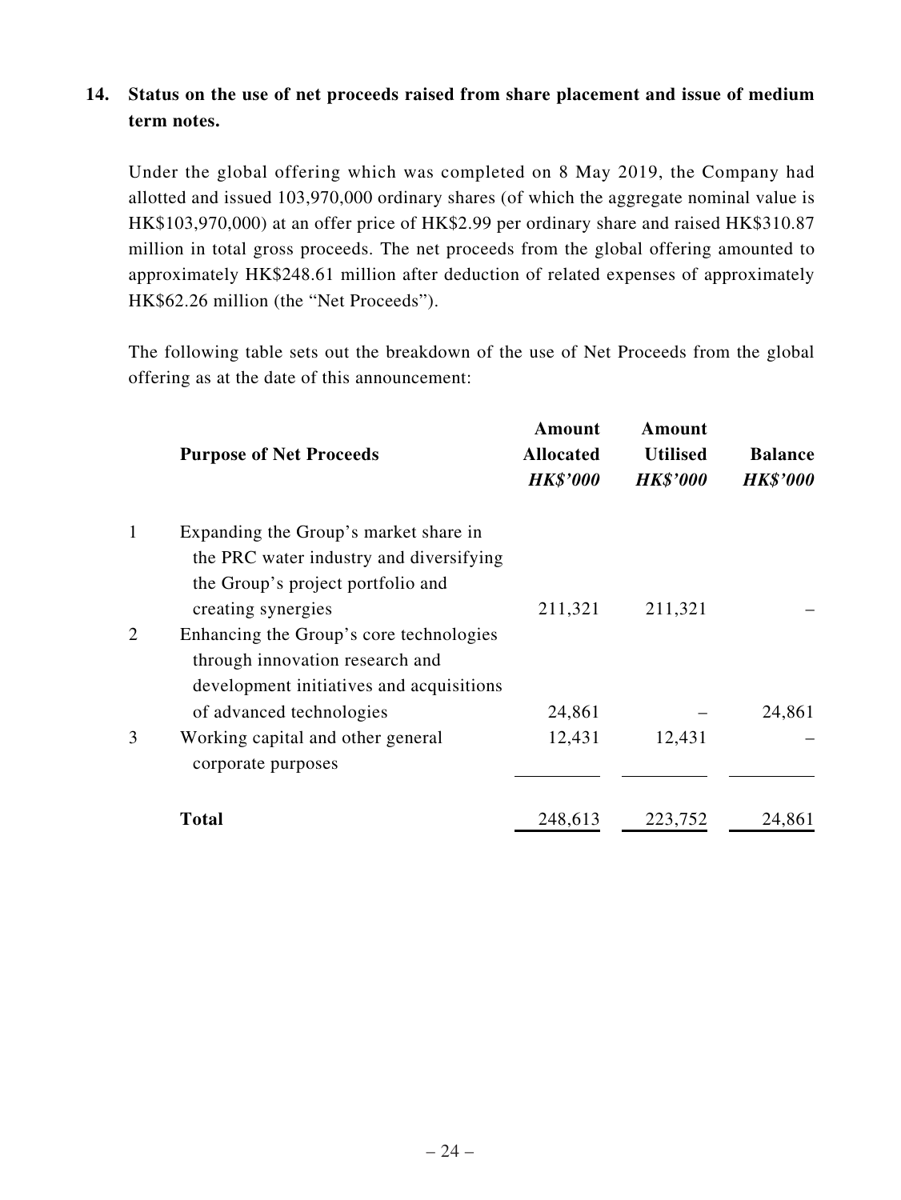## 14. Status on the use of net proceeds raised from share placement and issue of medium term notes.

Under the global offering which was completed on 8 May 2019, the Company had allotted and issued 103,970,000 ordinary shares (of which the aggregate nominal value is HK$103,970,000) at an offer price of HK$2.99 per ordinary share and raised HK$310.87 million in total gross proceeds. The net proceeds from the global offering amounted to approximately HK$248.61 million after deduction of related expenses of approximately HK$62.26 million (the "Net Proceeds").

The following table sets out the breakdown of the use of Net Proceeds from the global offering as at the date of this announcement:

| | Purpose of Net Proceeds | Amount Allocated *HK$'000* | Amount Utilised *HK$'000* | Balance *HK$'000* |
|---|---|---|---|---|
| 1 | Expanding the Group's market share in the PRC water industry and diversifying the Group's project portfolio and creating synergies | 211,321 | 211,321 | – |
| 2 | Enhancing the Group's core technologies through innovation research and development initiatives and acquisitions of advanced technologies | 24,861 | – | 24,861 |
| 3 | Working capital and other general corporate purposes | 12,431 | 12,431 | – |
| | **Total** | 248,613 | 223,752 | 24,861 |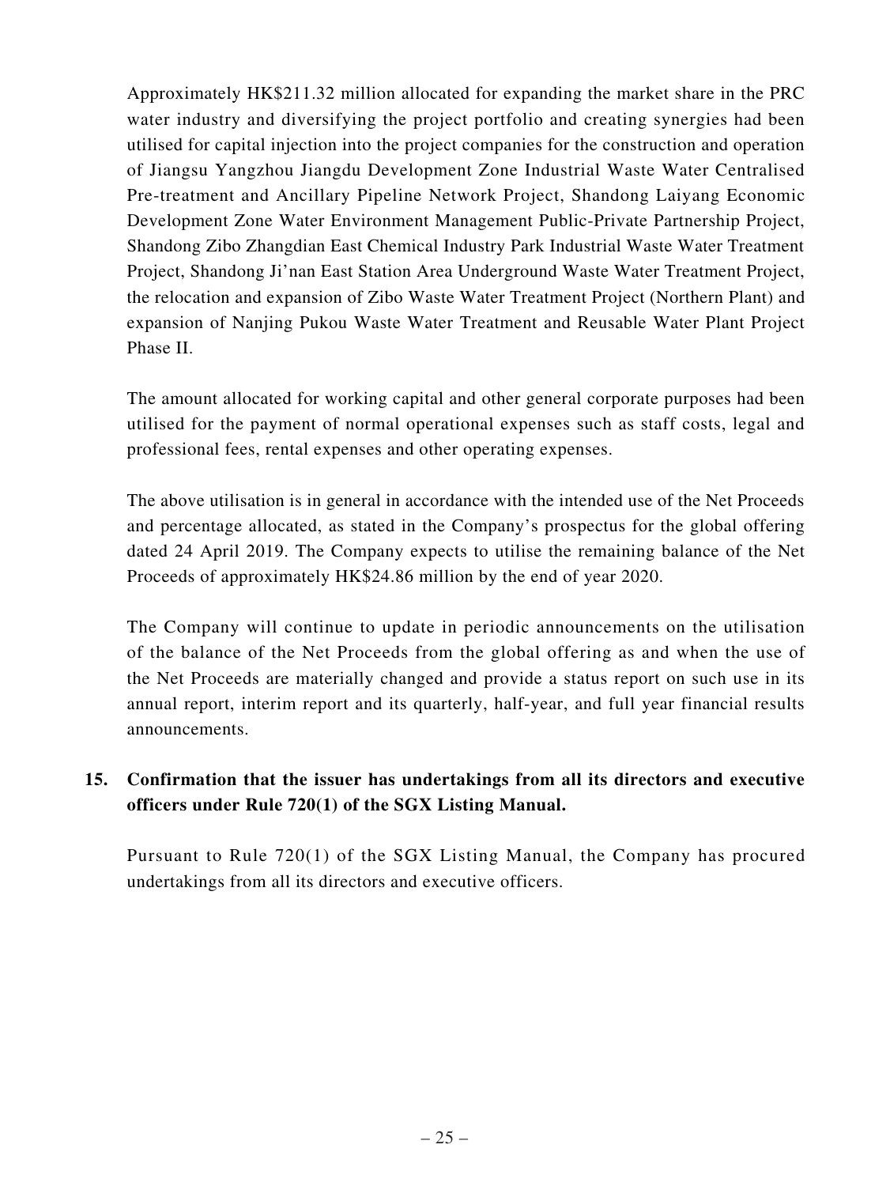Approximately HK$211.32 million allocated for expanding the market share in the PRC water industry and diversifying the project portfolio and creating synergies had been utilised for capital injection into the project companies for the construction and operation of Jiangsu Yangzhou Jiangdu Development Zone Industrial Waste Water Centralised Pre-treatment and Ancillary Pipeline Network Project, Shandong Laiyang Economic Development Zone Water Environment Management Public-Private Partnership Project, Shandong Zibo Zhangdian East Chemical Industry Park Industrial Waste Water Treatment Project, Shandong Ji'nan East Station Area Underground Waste Water Treatment Project, the relocation and expansion of Zibo Waste Water Treatment Project (Northern Plant) and expansion of Nanjing Pukou Waste Water Treatment and Reusable Water Plant Project Phase II.

The amount allocated for working capital and other general corporate purposes had been utilised for the payment of normal operational expenses such as staff costs, legal and professional fees, rental expenses and other operating expenses.

The above utilisation is in general in accordance with the intended use of the Net Proceeds and percentage allocated, as stated in the Company's prospectus for the global offering dated 24 April 2019. The Company expects to utilise the remaining balance of the Net Proceeds of approximately HK$24.86 million by the end of year 2020.

The Company will continue to update in periodic announcements on the utilisation of the balance of the Net Proceeds from the global offering as and when the use of the Net Proceeds are materially changed and provide a status report on such use in its annual report, interim report and its quarterly, half-year, and full year financial results announcements.

## 15. Confirmation that the issuer has undertakings from all its directors and executive officers under Rule 720(1) of the SGX Listing Manual.

Pursuant to Rule 720(1) of the SGX Listing Manual, the Company has procured undertakings from all its directors and executive officers.